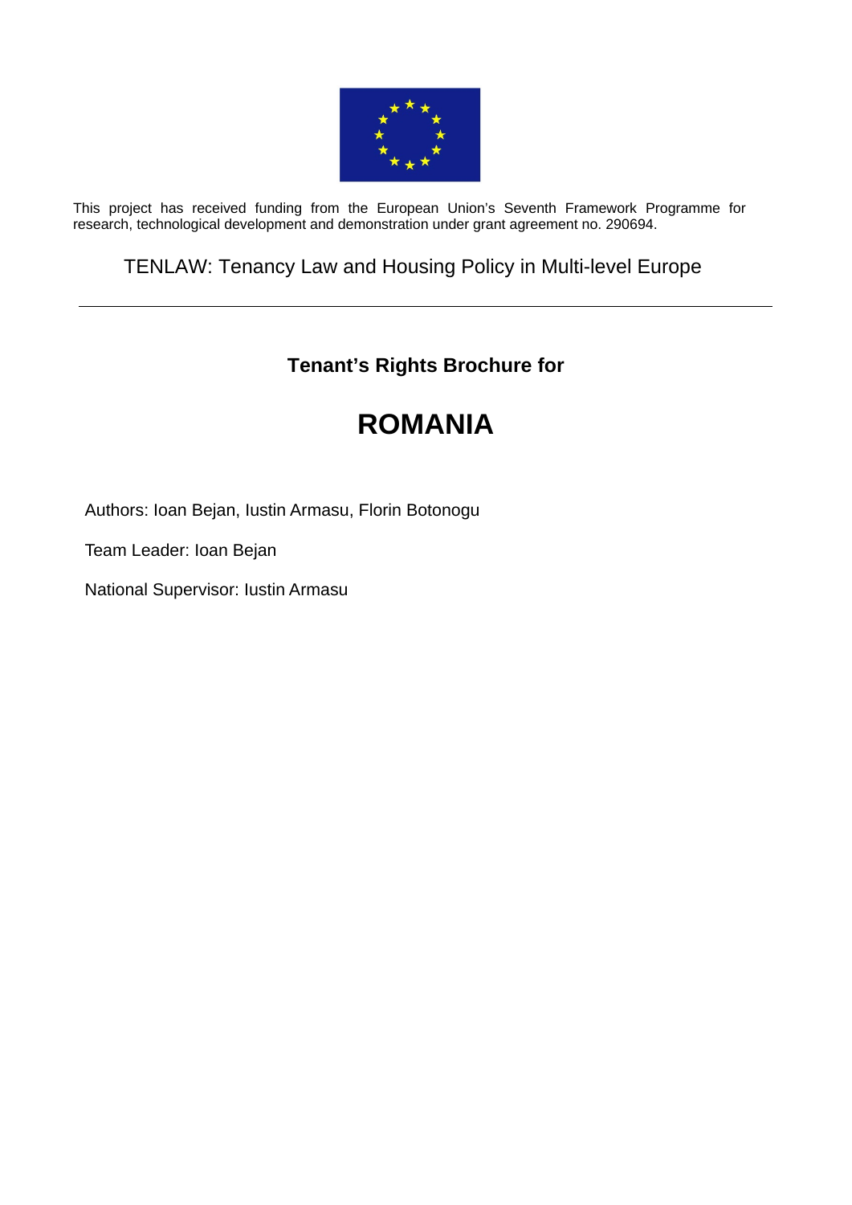This project has received funding from the European Union's Seventh Framework Programme for research, technological development and demonstration under grant agreement no. 290694.

TENLAW: Tenancy Law and Housing Policy in Multi-level Europe

---

**Tenant's Rights Brochure for**

# ROMANIA

Authors: Ioan Bejan, Iustin Armasu, Florin Botonogu

Team Leader: Ioan Bejan

National Supervisor: Iustin Armasu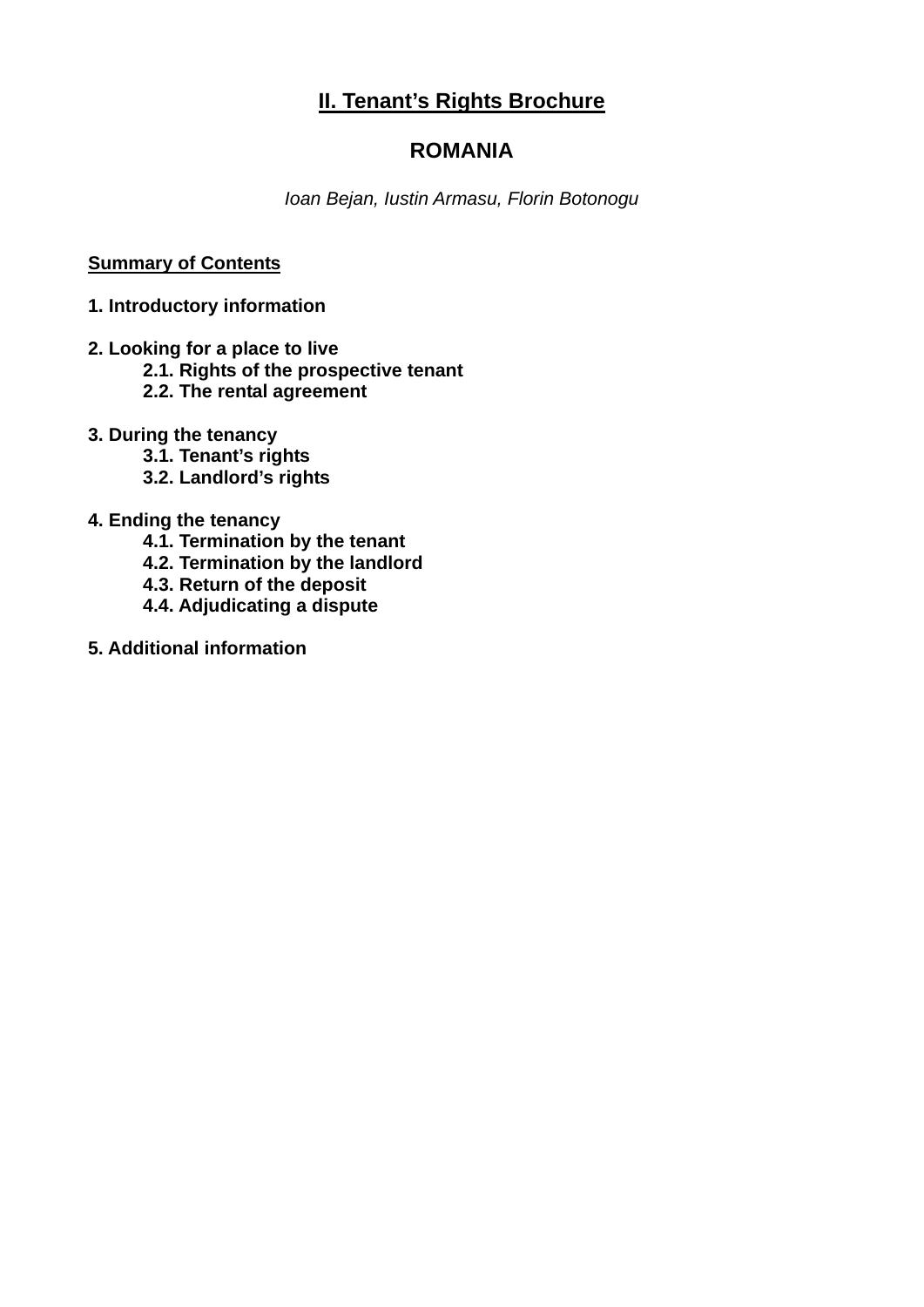# II. Tenant's Rights Brochure

## ROMANIA

*Ioan Bejan, Iustin Armasu, Florin Botonogu*

**Summary of Contents**

**1. Introductory information**

**2. Looking for a place to live**
- **2.1. Rights of the prospective tenant**
- **2.2. The rental agreement**

**3. During the tenancy**
- **3.1. Tenant's rights**
- **3.2. Landlord's rights**

**4. Ending the tenancy**
- **4.1. Termination by the tenant**
- **4.2. Termination by the landlord**
- **4.3. Return of the deposit**
- **4.4. Adjudicating a dispute**

**5. Additional information**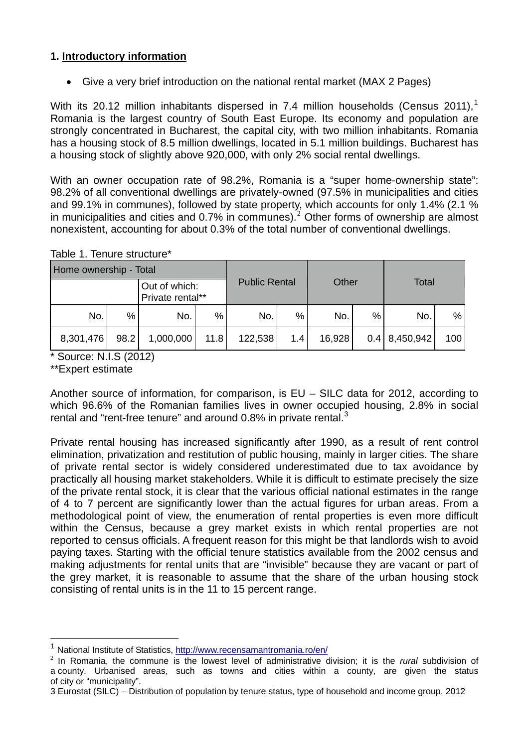## 1. Introductory information

- Give a very brief introduction on the national rental market (MAX 2 Pages)

With its 20.12 million inhabitants dispersed in 7.4 million households (Census 2011),[1] Romania is the largest country of South East Europe. Its economy and population are strongly concentrated in Bucharest, the capital city, with two million inhabitants. Romania has a housing stock of 8.5 million dwellings, located in 5.1 million buildings. Bucharest has a housing stock of slightly above 920,000, with only 2% social rental dwellings.

With an owner occupation rate of 98.2%, Romania is a "super home-ownership state": 98.2% of all conventional dwellings are privately-owned (97.5% in municipalities and cities and 99.1% in communes), followed by state property, which accounts for only 1.4% (2.1 % in municipalities and cities and 0.7% in communes).[2] Other forms of ownership are almost nonexistent, accounting for about 0.3% of the total number of conventional dwellings.

Table 1. Tenure structure*

| Home ownership - Total | | | | Public Rental | | Other | | Total | |
|---|---|---|---|---|---|---|---|---|---|
| | | Out of which: Private rental** | | | | | | | |
| No. | % | No. | % | No. | % | No. | % | No. | % |
| 8,301,476 | 98.2 | 1,000,000 | 11.8 | 122,538 | 1.4 | 16,928 | 0.4 | 8,450,942 | 100 |

\* Source: N.I.S (2012)

\*\*Expert estimate

Another source of information, for comparison, is EU – SILC data for 2012, according to which 96.6% of the Romanian families lives in owner occupied housing, 2.8% in social rental and "rent-free tenure" and around 0.8% in private rental.[3]

Private rental housing has increased significantly after 1990, as a result of rent control elimination, privatization and restitution of public housing, mainly in larger cities. The share of private rental sector is widely considered underestimated due to tax avoidance by practically all housing market stakeholders. While it is difficult to estimate precisely the size of the private rental stock, it is clear that the various official national estimates in the range of 4 to 7 percent are significantly lower than the actual figures for urban areas. From a methodological point of view, the enumeration of rental properties is even more difficult within the Census, because a grey market exists in which rental properties are not reported to census officials. A frequent reason for this might be that landlords wish to avoid paying taxes. Starting with the official tenure statistics available from the 2002 census and making adjustments for rental units that are "invisible" because they are vacant or part of the grey market, it is reasonable to assume that the share of the urban housing stock consisting of rental units is in the 11 to 15 percent range.

---

[1] National Institute of Statistics, http://www.recensamantromania.ro/en/

[2] In Romania, the commune is the lowest level of administrative division; it is the *rural* subdivision of a county. Urbanised areas, such as towns and cities within a county, are given the status of city or "municipality".

[3] Eurostat (SILC) – Distribution of population by tenure status, type of household and income group, 2012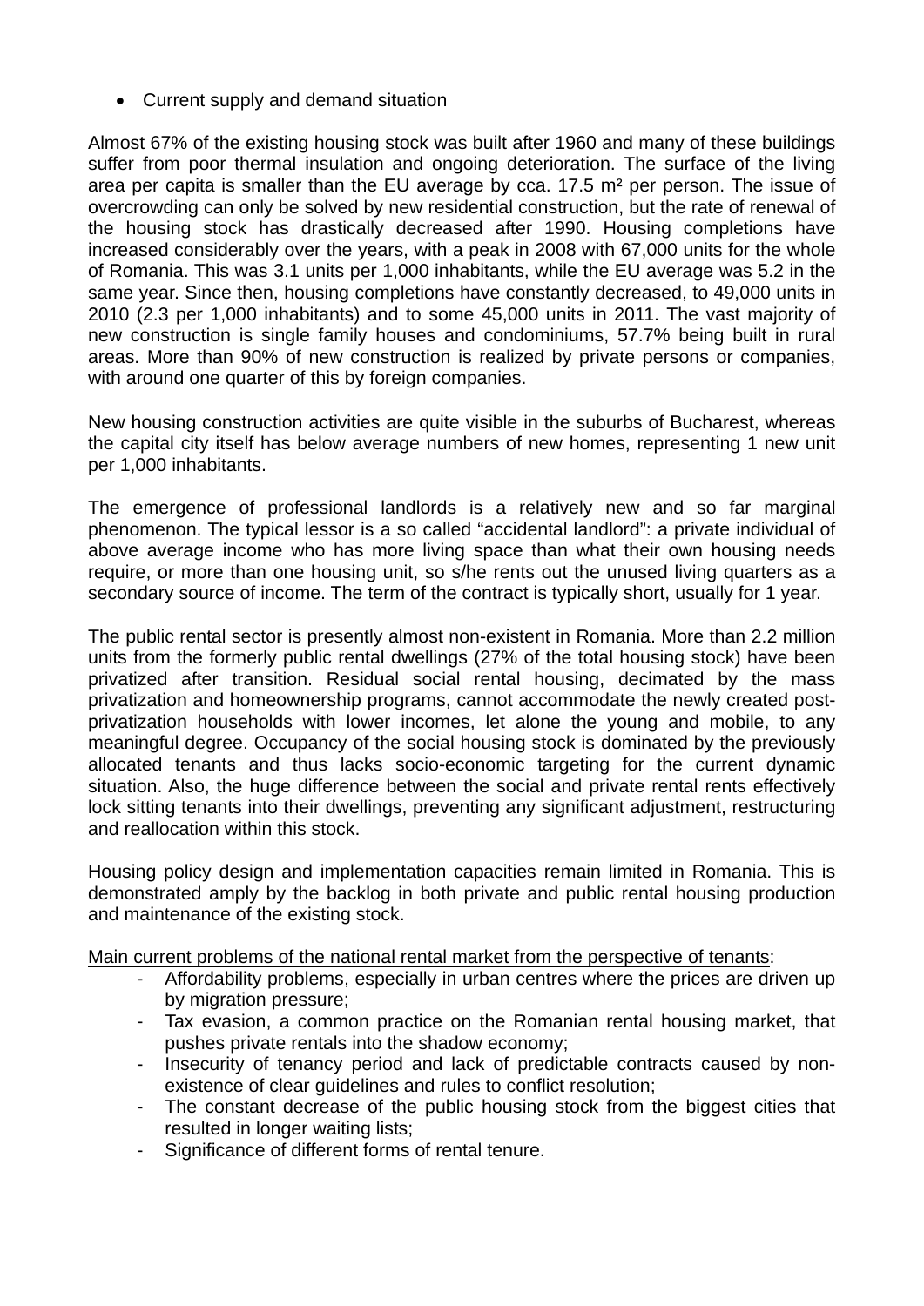- Current supply and demand situation

Almost 67% of the existing housing stock was built after 1960 and many of these buildings suffer from poor thermal insulation and ongoing deterioration. The surface of the living area per capita is smaller than the EU average by cca. 17.5 m² per person. The issue of overcrowding can only be solved by new residential construction, but the rate of renewal of the housing stock has drastically decreased after 1990. Housing completions have increased considerably over the years, with a peak in 2008 with 67,000 units for the whole of Romania. This was 3.1 units per 1,000 inhabitants, while the EU average was 5.2 in the same year. Since then, housing completions have constantly decreased, to 49,000 units in 2010 (2.3 per 1,000 inhabitants) and to some 45,000 units in 2011. The vast majority of new construction is single family houses and condominiums, 57.7% being built in rural areas. More than 90% of new construction is realized by private persons or companies, with around one quarter of this by foreign companies.

New housing construction activities are quite visible in the suburbs of Bucharest, whereas the capital city itself has below average numbers of new homes, representing 1 new unit per 1,000 inhabitants.

The emergence of professional landlords is a relatively new and so far marginal phenomenon. The typical lessor is a so called "accidental landlord": a private individual of above average income who has more living space than what their own housing needs require, or more than one housing unit, so s/he rents out the unused living quarters as a secondary source of income. The term of the contract is typically short, usually for 1 year.

The public rental sector is presently almost non-existent in Romania. More than 2.2 million units from the formerly public rental dwellings (27% of the total housing stock) have been privatized after transition. Residual social rental housing, decimated by the mass privatization and homeownership programs, cannot accommodate the newly created post-privatization households with lower incomes, let alone the young and mobile, to any meaningful degree. Occupancy of the social housing stock is dominated by the previously allocated tenants and thus lacks socio-economic targeting for the current dynamic situation. Also, the huge difference between the social and private rental rents effectively lock sitting tenants into their dwellings, preventing any significant adjustment, restructuring and reallocation within this stock.

Housing policy design and implementation capacities remain limited in Romania. This is demonstrated amply by the backlog in both private and public rental housing production and maintenance of the existing stock.

Main current problems of the national rental market from the perspective of tenants:

- Affordability problems, especially in urban centres where the prices are driven up by migration pressure;
- Tax evasion, a common practice on the Romanian rental housing market, that pushes private rentals into the shadow economy;
- Insecurity of tenancy period and lack of predictable contracts caused by non-existence of clear guidelines and rules to conflict resolution;
- The constant decrease of the public housing stock from the biggest cities that resulted in longer waiting lists;
- Significance of different forms of rental tenure.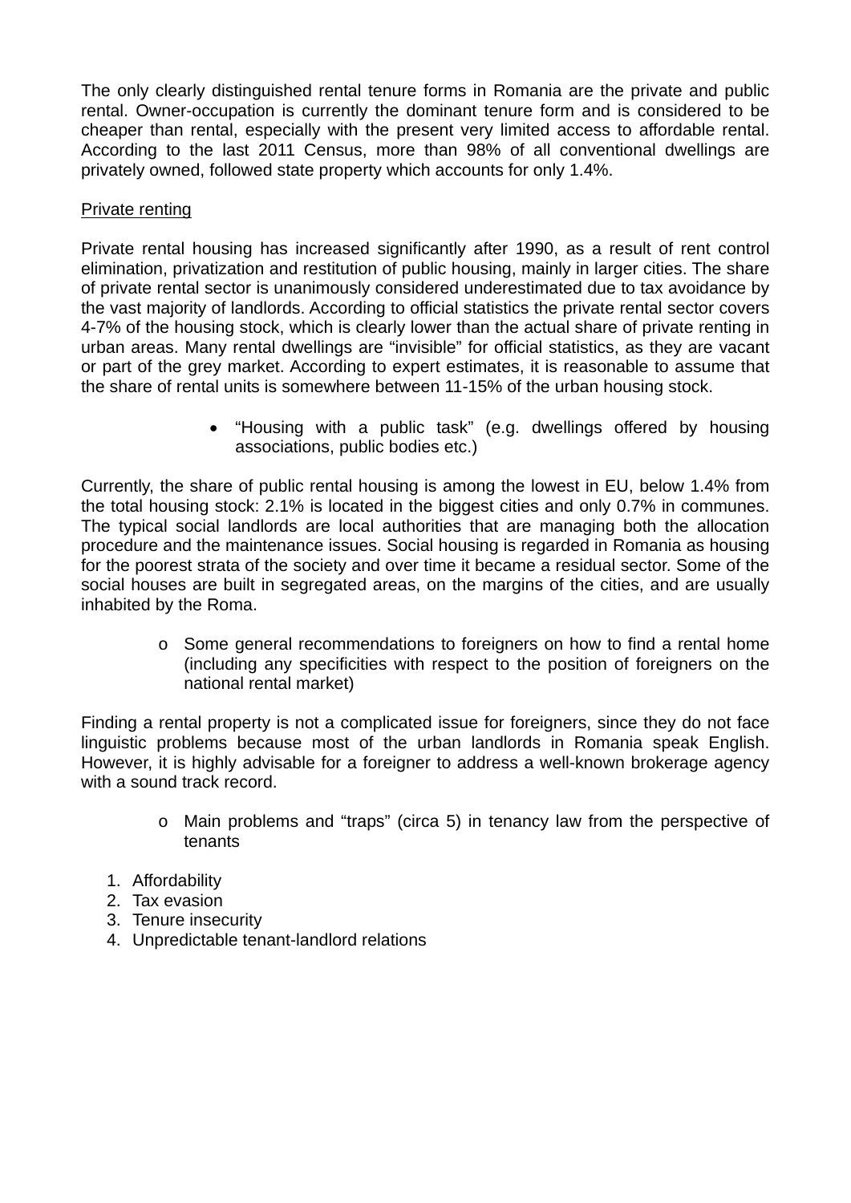The only clearly distinguished rental tenure forms in Romania are the private and public rental. Owner-occupation is currently the dominant tenure form and is considered to be cheaper than rental, especially with the present very limited access to affordable rental. According to the last 2011 Census, more than 98% of all conventional dwellings are privately owned, followed state property which accounts for only 1.4%.

<u>Private renting</u>

Private rental housing has increased significantly after 1990, as a result of rent control elimination, privatization and restitution of public housing, mainly in larger cities. The share of private rental sector is unanimously considered underestimated due to tax avoidance by the vast majority of landlords. According to official statistics the private rental sector covers 4-7% of the housing stock, which is clearly lower than the actual share of private renting in urban areas. Many rental dwellings are "invisible" for official statistics, as they are vacant or part of the grey market. According to expert estimates, it is reasonable to assume that the share of rental units is somewhere between 11-15% of the urban housing stock.

- "Housing with a public task" (e.g. dwellings offered by housing associations, public bodies etc.)

Currently, the share of public rental housing is among the lowest in EU, below 1.4% from the total housing stock: 2.1% is located in the biggest cities and only 0.7% in communes. The typical social landlords are local authorities that are managing both the allocation procedure and the maintenance issues. Social housing is regarded in Romania as housing for the poorest strata of the society and over time it became a residual sector. Some of the social houses are built in segregated areas, on the margins of the cities, and are usually inhabited by the Roma.

- Some general recommendations to foreigners on how to find a rental home (including any specificities with respect to the position of foreigners on the national rental market)

Finding a rental property is not a complicated issue for foreigners, since they do not face linguistic problems because most of the urban landlords in Romania speak English. However, it is highly advisable for a foreigner to address a well-known brokerage agency with a sound track record.

- Main problems and "traps" (circa 5) in tenancy law from the perspective of tenants

1. Affordability
2. Tax evasion
3. Tenure insecurity
4. Unpredictable tenant-landlord relations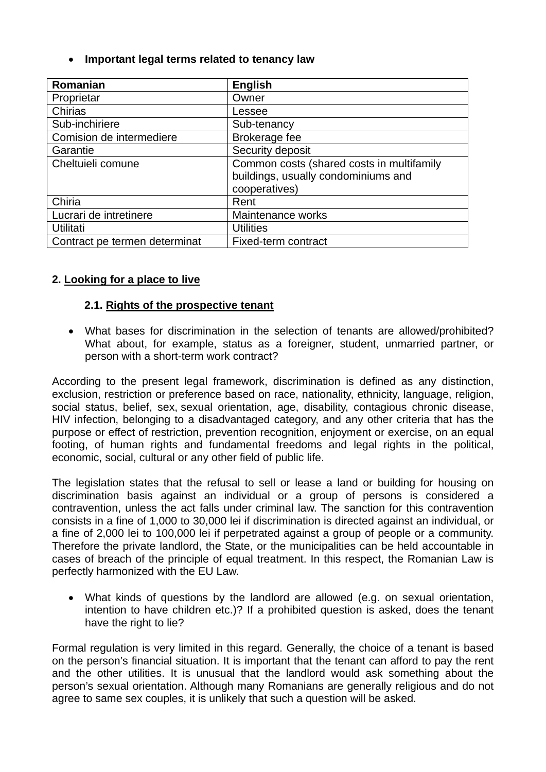- **Important legal terms related to tenancy law**

| Romanian | English |
|---|---|
| Proprietar | Owner |
| Chirias | Lessee |
| Sub-inchiriere | Sub-tenancy |
| Comision de intermediere | Brokerage fee |
| Garantie | Security deposit |
| Cheltuieli comune | Common costs (shared costs in multifamily buildings, usually condominiums and cooperatives) |
| Chiria | Rent |
| Lucrari de intretinere | Maintenance works |
| Utilitati | Utilities |
| Contract pe termen determinat | Fixed-term contract |

## 2. Looking for a place to live

### 2.1. Rights of the prospective tenant

- What bases for discrimination in the selection of tenants are allowed/prohibited? What about, for example, status as a foreigner, student, unmarried partner, or person with a short-term work contract?

According to the present legal framework, discrimination is defined as any distinction, exclusion, restriction or preference based on race, nationality, ethnicity, language, religion, social status, belief, sex, sexual orientation, age, disability, contagious chronic disease, HIV infection, belonging to a disadvantaged category, and any other criteria that has the purpose or effect of restriction, prevention recognition, enjoyment or exercise, on an equal footing, of human rights and fundamental freedoms and legal rights in the political, economic, social, cultural or any other field of public life.

The legislation states that the refusal to sell or lease a land or building for housing on discrimination basis against an individual or a group of persons is considered a contravention, unless the act falls under criminal law. The sanction for this contravention consists in a fine of 1,000 to 30,000 lei if discrimination is directed against an individual, or a fine of 2,000 lei to 100,000 lei if perpetrated against a group of people or a community. Therefore the private landlord, the State, or the municipalities can be held accountable in cases of breach of the principle of equal treatment. In this respect, the Romanian Law is perfectly harmonized with the EU Law.

- What kinds of questions by the landlord are allowed (e.g. on sexual orientation, intention to have children etc.)? If a prohibited question is asked, does the tenant have the right to lie?

Formal regulation is very limited in this regard. Generally, the choice of a tenant is based on the person's financial situation. It is important that the tenant can afford to pay the rent and the other utilities. It is unusual that the landlord would ask something about the person's sexual orientation. Although many Romanians are generally religious and do not agree to same sex couples, it is unlikely that such a question will be asked.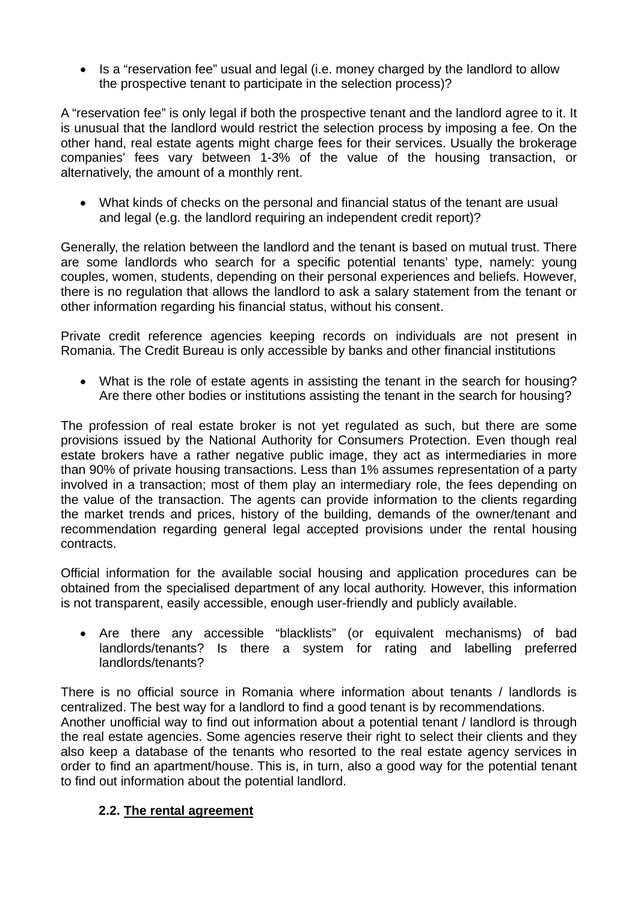- Is a “reservation fee” usual and legal (i.e. money charged by the landlord to allow the prospective tenant to participate in the selection process)?

A “reservation fee” is only legal if both the prospective tenant and the landlord agree to it. It is unusual that the landlord would restrict the selection process by imposing a fee. On the other hand, real estate agents might charge fees for their services. Usually the brokerage companies’ fees vary between 1-3% of the value of the housing transaction, or alternatively, the amount of a monthly rent.

- What kinds of checks on the personal and financial status of the tenant are usual and legal (e.g. the landlord requiring an independent credit report)?

Generally, the relation between the landlord and the tenant is based on mutual trust. There are some landlords who search for a specific potential tenants’ type, namely: young couples, women, students, depending on their personal experiences and beliefs. However, there is no regulation that allows the landlord to ask a salary statement from the tenant or other information regarding his financial status, without his consent.

Private credit reference agencies keeping records on individuals are not present in Romania. The Credit Bureau is only accessible by banks and other financial institutions

- What is the role of estate agents in assisting the tenant in the search for housing? Are there other bodies or institutions assisting the tenant in the search for housing?

The profession of real estate broker is not yet regulated as such, but there are some provisions issued by the National Authority for Consumers Protection. Even though real estate brokers have a rather negative public image, they act as intermediaries in more than 90% of private housing transactions. Less than 1% assumes representation of a party involved in a transaction; most of them play an intermediary role, the fees depending on the value of the transaction. The agents can provide information to the clients regarding the market trends and prices, history of the building, demands of the owner/tenant and recommendation regarding general legal accepted provisions under the rental housing contracts.

Official information for the available social housing and application procedures can be obtained from the specialised department of any local authority. However, this information is not transparent, easily accessible, enough user-friendly and publicly available.

- Are there any accessible “blacklists” (or equivalent mechanisms) of bad landlords/tenants? Is there a system for rating and labelling preferred landlords/tenants?

There is no official source in Romania where information about tenants / landlords is centralized. The best way for a landlord to find a good tenant is by recommendations.
Another unofficial way to find out information about a potential tenant / landlord is through the real estate agencies. Some agencies reserve their right to select their clients and they also keep a database of the tenants who resorted to the real estate agency services in order to find an apartment/house. This is, in turn, also a good way for the potential tenant to find out information about the potential landlord.

### 2.2. The rental agreement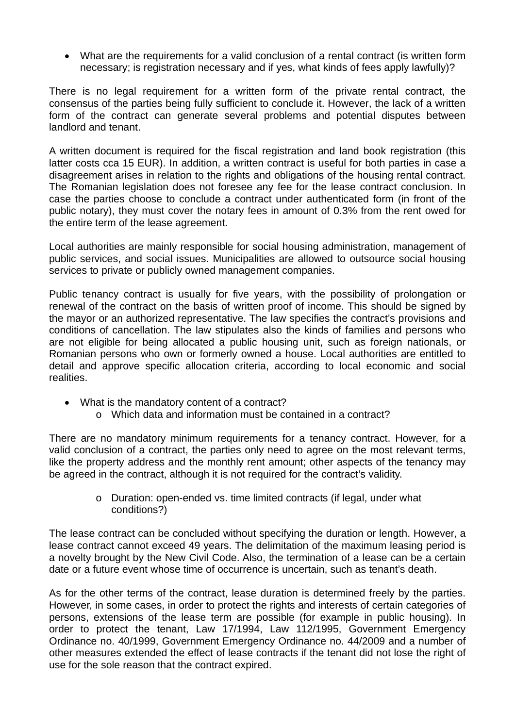- What are the requirements for a valid conclusion of a rental contract (is written form necessary; is registration necessary and if yes, what kinds of fees apply lawfully)?

There is no legal requirement for a written form of the private rental contract, the consensus of the parties being fully sufficient to conclude it. However, the lack of a written form of the contract can generate several problems and potential disputes between landlord and tenant.

A written document is required for the fiscal registration and land book registration (this latter costs cca 15 EUR). In addition, a written contract is useful for both parties in case a disagreement arises in relation to the rights and obligations of the housing rental contract. The Romanian legislation does not foresee any fee for the lease contract conclusion. In case the parties choose to conclude a contract under authenticated form (in front of the public notary), they must cover the notary fees in amount of 0.3% from the rent owed for the entire term of the lease agreement.

Local authorities are mainly responsible for social housing administration, management of public services, and social issues. Municipalities are allowed to outsource social housing services to private or publicly owned management companies.

Public tenancy contract is usually for five years, with the possibility of prolongation or renewal of the contract on the basis of written proof of income. This should be signed by the mayor or an authorized representative. The law specifies the contract's provisions and conditions of cancellation. The law stipulates also the kinds of families and persons who are not eligible for being allocated a public housing unit, such as foreign nationals, or Romanian persons who own or formerly owned a house. Local authorities are entitled to detail and approve specific allocation criteria, according to local economic and social realities.

- What is the mandatory content of a contract?
    - Which data and information must be contained in a contract?

There are no mandatory minimum requirements for a tenancy contract. However, for a valid conclusion of a contract, the parties only need to agree on the most relevant terms, like the property address and the monthly rent amount; other aspects of the tenancy may be agreed in the contract, although it is not required for the contract's validity.

- Duration: open-ended vs. time limited contracts (if legal, under what conditions?)

The lease contract can be concluded without specifying the duration or length. However, a lease contract cannot exceed 49 years. The delimitation of the maximum leasing period is a novelty brought by the New Civil Code. Also, the termination of a lease can be a certain date or a future event whose time of occurrence is uncertain, such as tenant's death.

As for the other terms of the contract, lease duration is determined freely by the parties. However, in some cases, in order to protect the rights and interests of certain categories of persons, extensions of the lease term are possible (for example in public housing). In order to protect the tenant, Law 17/1994, Law 112/1995, Government Emergency Ordinance no. 40/1999, Government Emergency Ordinance no. 44/2009 and a number of other measures extended the effect of lease contracts if the tenant did not lose the right of use for the sole reason that the contract expired.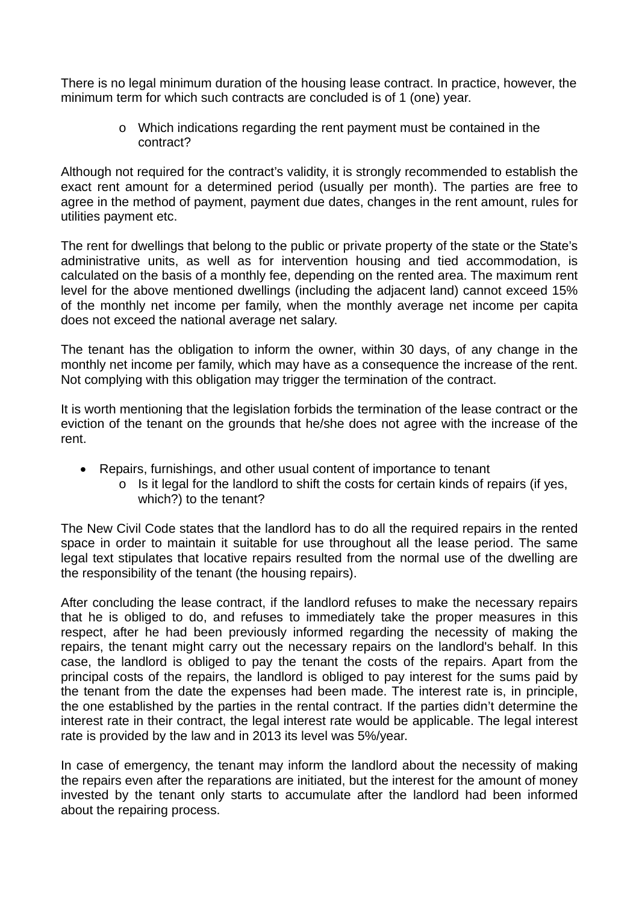There is no legal minimum duration of the housing lease contract. In practice, however, the minimum term for which such contracts are concluded is of 1 (one) year.

- Which indications regarding the rent payment must be contained in the contract?

Although not required for the contract's validity, it is strongly recommended to establish the exact rent amount for a determined period (usually per month). The parties are free to agree in the method of payment, payment due dates, changes in the rent amount, rules for utilities payment etc.

The rent for dwellings that belong to the public or private property of the state or the State's administrative units, as well as for intervention housing and tied accommodation, is calculated on the basis of a monthly fee, depending on the rented area. The maximum rent level for the above mentioned dwellings (including the adjacent land) cannot exceed 15% of the monthly net income per family, when the monthly average net income per capita does not exceed the national average net salary.

The tenant has the obligation to inform the owner, within 30 days, of any change in the monthly net income per family, which may have as a consequence the increase of the rent. Not complying with this obligation may trigger the termination of the contract.

It is worth mentioning that the legislation forbids the termination of the lease contract or the eviction of the tenant on the grounds that he/she does not agree with the increase of the rent.

- Repairs, furnishings, and other usual content of importance to tenant
  - Is it legal for the landlord to shift the costs for certain kinds of repairs (if yes, which?) to the tenant?

The New Civil Code states that the landlord has to do all the required repairs in the rented space in order to maintain it suitable for use throughout all the lease period. The same legal text stipulates that locative repairs resulted from the normal use of the dwelling are the responsibility of the tenant (the housing repairs).

After concluding the lease contract, if the landlord refuses to make the necessary repairs that he is obliged to do, and refuses to immediately take the proper measures in this respect, after he had been previously informed regarding the necessity of making the repairs, the tenant might carry out the necessary repairs on the landlord's behalf. In this case, the landlord is obliged to pay the tenant the costs of the repairs. Apart from the principal costs of the repairs, the landlord is obliged to pay interest for the sums paid by the tenant from the date the expenses had been made. The interest rate is, in principle, the one established by the parties in the rental contract. If the parties didn't determine the interest rate in their contract, the legal interest rate would be applicable. The legal interest rate is provided by the law and in 2013 its level was 5%/year.

In case of emergency, the tenant may inform the landlord about the necessity of making the repairs even after the reparations are initiated, but the interest for the amount of money invested by the tenant only starts to accumulate after the landlord had been informed about the repairing process.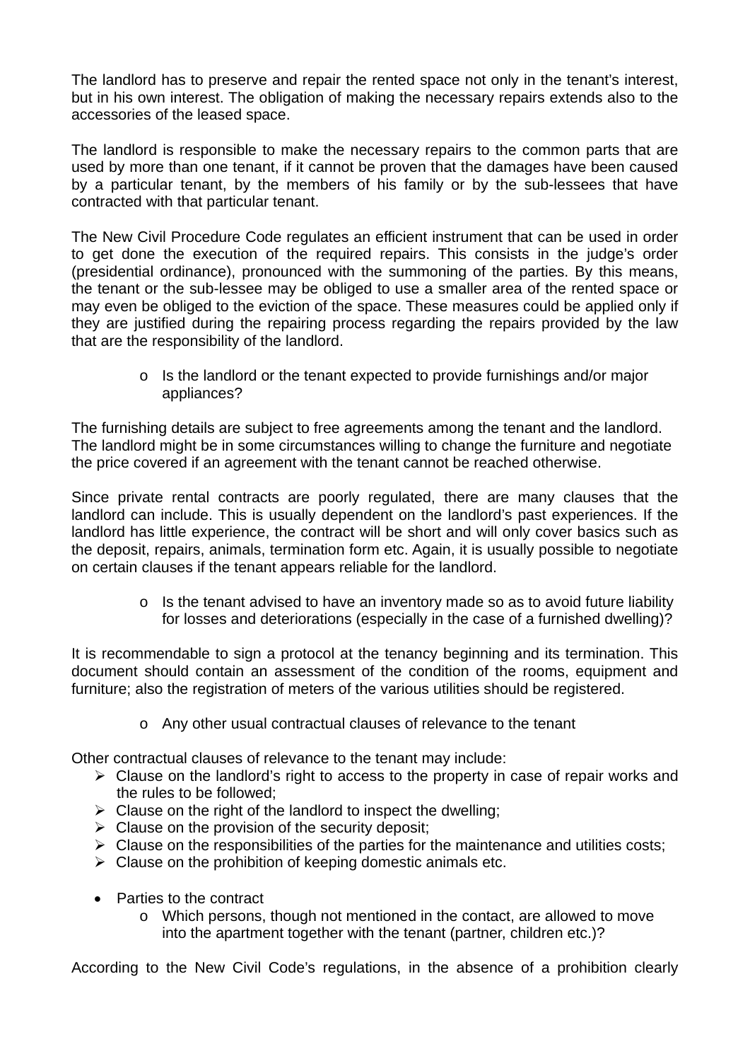The landlord has to preserve and repair the rented space not only in the tenant's interest, but in his own interest. The obligation of making the necessary repairs extends also to the accessories of the leased space.

The landlord is responsible to make the necessary repairs to the common parts that are used by more than one tenant, if it cannot be proven that the damages have been caused by a particular tenant, by the members of his family or by the sub-lessees that have contracted with that particular tenant.

The New Civil Procedure Code regulates an efficient instrument that can be used in order to get done the execution of the required repairs. This consists in the judge's order (presidential ordinance), pronounced with the summoning of the parties. By this means, the tenant or the sub-lessee may be obliged to use a smaller area of the rented space or may even be obliged to the eviction of the space. These measures could be applied only if they are justified during the repairing process regarding the repairs provided by the law that are the responsibility of the landlord.

- Is the landlord or the tenant expected to provide furnishings and/or major appliances?

The furnishing details are subject to free agreements among the tenant and the landlord. The landlord might be in some circumstances willing to change the furniture and negotiate the price covered if an agreement with the tenant cannot be reached otherwise.

Since private rental contracts are poorly regulated, there are many clauses that the landlord can include. This is usually dependent on the landlord's past experiences. If the landlord has little experience, the contract will be short and will only cover basics such as the deposit, repairs, animals, termination form etc. Again, it is usually possible to negotiate on certain clauses if the tenant appears reliable for the landlord.

- Is the tenant advised to have an inventory made so as to avoid future liability for losses and deteriorations (especially in the case of a furnished dwelling)?

It is recommendable to sign a protocol at the tenancy beginning and its termination. This document should contain an assessment of the condition of the rooms, equipment and furniture; also the registration of meters of the various utilities should be registered.

- Any other usual contractual clauses of relevance to the tenant

Other contractual clauses of relevance to the tenant may include:

- Clause on the landlord's right to access to the property in case of repair works and the rules to be followed;
- Clause on the right of the landlord to inspect the dwelling;
- Clause on the provision of the security deposit;
- Clause on the responsibilities of the parties for the maintenance and utilities costs;
- Clause on the prohibition of keeping domestic animals etc.

- Parties to the contract
  - Which persons, though not mentioned in the contact, are allowed to move into the apartment together with the tenant (partner, children etc.)?

According to the New Civil Code's regulations, in the absence of a prohibition clearly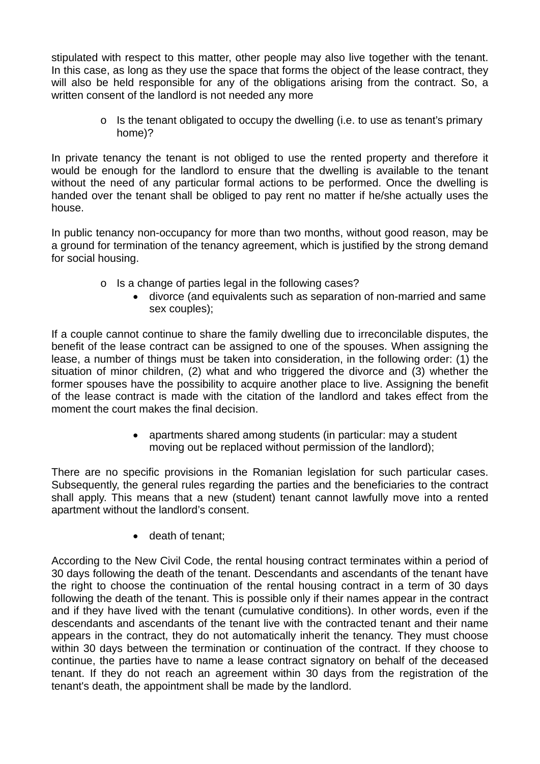stipulated with respect to this matter, other people may also live together with the tenant. In this case, as long as they use the space that forms the object of the lease contract, they will also be held responsible for any of the obligations arising from the contract. So, a written consent of the landlord is not needed any more

- o Is the tenant obligated to occupy the dwelling (i.e. to use as tenant's primary home)?

In private tenancy the tenant is not obliged to use the rented property and therefore it would be enough for the landlord to ensure that the dwelling is available to the tenant without the need of any particular formal actions to be performed. Once the dwelling is handed over the tenant shall be obliged to pay rent no matter if he/she actually uses the house.

In public tenancy non-occupancy for more than two months, without good reason, may be a ground for termination of the tenancy agreement, which is justified by the strong demand for social housing.

- o Is a change of parties legal in the following cases?
  - divorce (and equivalents such as separation of non-married and same sex couples);

If a couple cannot continue to share the family dwelling due to irreconcilable disputes, the benefit of the lease contract can be assigned to one of the spouses. When assigning the lease, a number of things must be taken into consideration, in the following order: (1) the situation of minor children, (2) what and who triggered the divorce and (3) whether the former spouses have the possibility to acquire another place to live. Assigning the benefit of the lease contract is made with the citation of the landlord and takes effect from the moment the court makes the final decision.

- apartments shared among students (in particular: may a student moving out be replaced without permission of the landlord);

There are no specific provisions in the Romanian legislation for such particular cases. Subsequently, the general rules regarding the parties and the beneficiaries to the contract shall apply. This means that a new (student) tenant cannot lawfully move into a rented apartment without the landlord's consent.

- death of tenant;

According to the New Civil Code, the rental housing contract terminates within a period of 30 days following the death of the tenant. Descendants and ascendants of the tenant have the right to choose the continuation of the rental housing contract in a term of 30 days following the death of the tenant. This is possible only if their names appear in the contract and if they have lived with the tenant (cumulative conditions). In other words, even if the descendants and ascendants of the tenant live with the contracted tenant and their name appears in the contract, they do not automatically inherit the tenancy. They must choose within 30 days between the termination or continuation of the contract. If they choose to continue, the parties have to name a lease contract signatory on behalf of the deceased tenant. If they do not reach an agreement within 30 days from the registration of the tenant's death, the appointment shall be made by the landlord.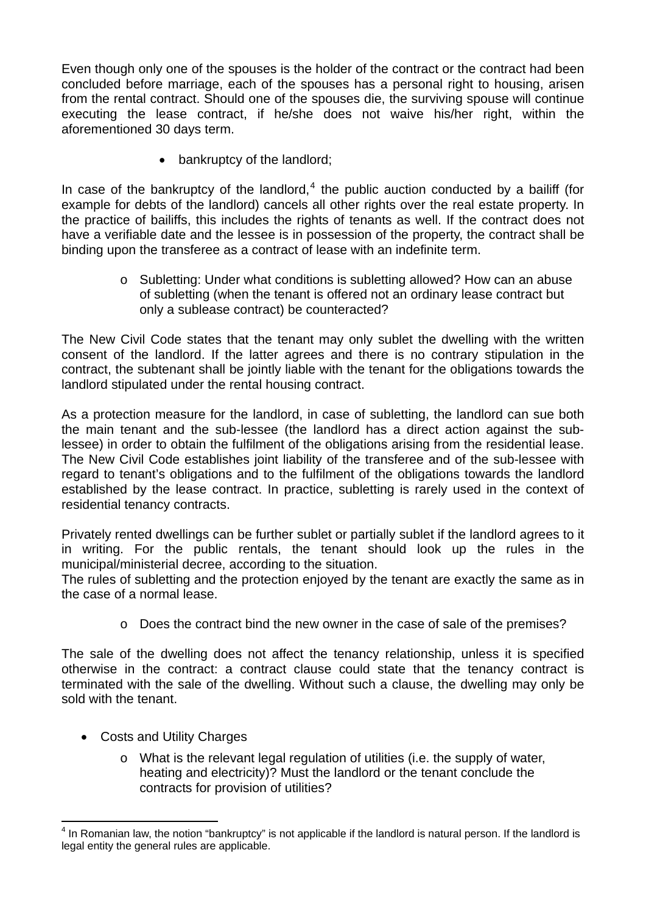Even though only one of the spouses is the holder of the contract or the contract had been concluded before marriage, each of the spouses has a personal right to housing, arisen from the rental contract. Should one of the spouses die, the surviving spouse will continue executing the lease contract, if he/she does not waive his/her right, within the aforementioned 30 days term.

- bankruptcy of the landlord;

In case of the bankruptcy of the landlord,[4] the public auction conducted by a bailiff (for example for debts of the landlord) cancels all other rights over the real estate property. In the practice of bailiffs, this includes the rights of tenants as well. If the contract does not have a verifiable date and the lessee is in possession of the property, the contract shall be binding upon the transferee as a contract of lease with an indefinite term.

- Subletting: Under what conditions is subletting allowed? How can an abuse of subletting (when the tenant is offered not an ordinary lease contract but only a sublease contract) be counteracted?

The New Civil Code states that the tenant may only sublet the dwelling with the written consent of the landlord. If the latter agrees and there is no contrary stipulation in the contract, the subtenant shall be jointly liable with the tenant for the obligations towards the landlord stipulated under the rental housing contract.

As a protection measure for the landlord, in case of subletting, the landlord can sue both the main tenant and the sub-lessee (the landlord has a direct action against the sub-lessee) in order to obtain the fulfilment of the obligations arising from the residential lease. The New Civil Code establishes joint liability of the transferee and of the sub-lessee with regard to tenant's obligations and to the fulfilment of the obligations towards the landlord established by the lease contract. In practice, subletting is rarely used in the context of residential tenancy contracts.

Privately rented dwellings can be further sublet or partially sublet if the landlord agrees to it in writing. For the public rentals, the tenant should look up the rules in the municipal/ministerial decree, according to the situation.
The rules of subletting and the protection enjoyed by the tenant are exactly the same as in the case of a normal lease.

- Does the contract bind the new owner in the case of sale of the premises?

The sale of the dwelling does not affect the tenancy relationship, unless it is specified otherwise in the contract: a contract clause could state that the tenancy contract is terminated with the sale of the dwelling. Without such a clause, the dwelling may only be sold with the tenant.

- Costs and Utility Charges
  - What is the relevant legal regulation of utilities (i.e. the supply of water, heating and electricity)? Must the landlord or the tenant conclude the contracts for provision of utilities?

[4] In Romanian law, the notion "bankruptcy" is not applicable if the landlord is natural person. If the landlord is legal entity the general rules are applicable.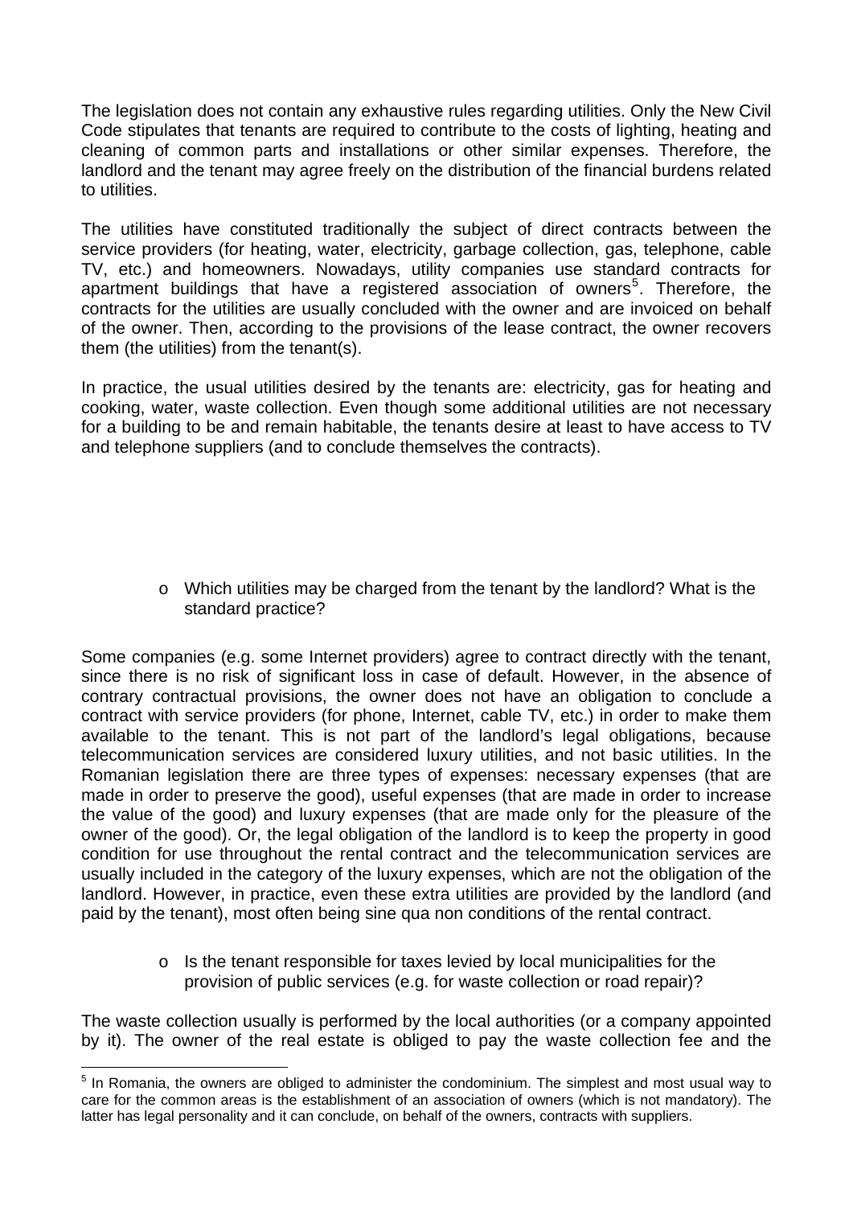The legislation does not contain any exhaustive rules regarding utilities. Only the New Civil Code stipulates that tenants are required to contribute to the costs of lighting, heating and cleaning of common parts and installations or other similar expenses. Therefore, the landlord and the tenant may agree freely on the distribution of the financial burdens related to utilities.

The utilities have constituted traditionally the subject of direct contracts between the service providers (for heating, water, electricity, garbage collection, gas, telephone, cable TV, etc.) and homeowners. Nowadays, utility companies use standard contracts for apartment buildings that have a registered association of owners[5]. Therefore, the contracts for the utilities are usually concluded with the owner and are invoiced on behalf of the owner. Then, according to the provisions of the lease contract, the owner recovers them (the utilities) from the tenant(s).

In practice, the usual utilities desired by the tenants are: electricity, gas for heating and cooking, water, waste collection. Even though some additional utilities are not necessary for a building to be and remain habitable, the tenants desire at least to have access to TV and telephone suppliers (and to conclude themselves the contracts).

- Which utilities may be charged from the tenant by the landlord? What is the standard practice?

Some companies (e.g. some Internet providers) agree to contract directly with the tenant, since there is no risk of significant loss in case of default. However, in the absence of contrary contractual provisions, the owner does not have an obligation to conclude a contract with service providers (for phone, Internet, cable TV, etc.) in order to make them available to the tenant. This is not part of the landlord's legal obligations, because telecommunication services are considered luxury utilities, and not basic utilities. In the Romanian legislation there are three types of expenses: necessary expenses (that are made in order to preserve the good), useful expenses (that are made in order to increase the value of the good) and luxury expenses (that are made only for the pleasure of the owner of the good). Or, the legal obligation of the landlord is to keep the property in good condition for use throughout the rental contract and the telecommunication services are usually included in the category of the luxury expenses, which are not the obligation of the landlord. However, in practice, even these extra utilities are provided by the landlord (and paid by the tenant), most often being sine qua non conditions of the rental contract.

- Is the tenant responsible for taxes levied by local municipalities for the provision of public services (e.g. for waste collection or road repair)?

The waste collection usually is performed by the local authorities (or a company appointed by it). The owner of the real estate is obliged to pay the waste collection fee and the

[5] In Romania, the owners are obliged to administer the condominium. The simplest and most usual way to care for the common areas is the establishment of an association of owners (which is not mandatory). The latter has legal personality and it can conclude, on behalf of the owners, contracts with suppliers.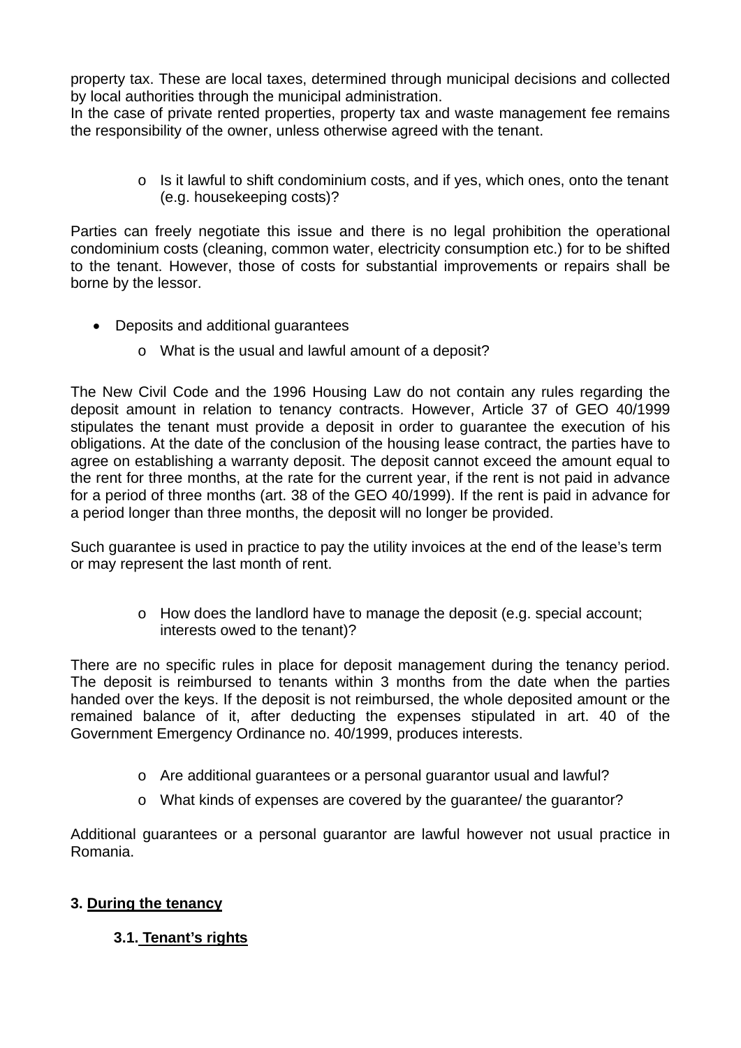property tax. These are local taxes, determined through municipal decisions and collected by local authorities through the municipal administration.
In the case of private rented properties, property tax and waste management fee remains the responsibility of the owner, unless otherwise agreed with the tenant.

- Is it lawful to shift condominium costs, and if yes, which ones, onto the tenant (e.g. housekeeping costs)?

Parties can freely negotiate this issue and there is no legal prohibition the operational condominium costs (cleaning, common water, electricity consumption etc.) for to be shifted to the tenant. However, those of costs for substantial improvements or repairs shall be borne by the lessor.

- Deposits and additional guarantees
  - What is the usual and lawful amount of a deposit?

The New Civil Code and the 1996 Housing Law do not contain any rules regarding the deposit amount in relation to tenancy contracts. However, Article 37 of GEO 40/1999 stipulates the tenant must provide a deposit in order to guarantee the execution of his obligations. At the date of the conclusion of the housing lease contract, the parties have to agree on establishing a warranty deposit. The deposit cannot exceed the amount equal to the rent for three months, at the rate for the current year, if the rent is not paid in advance for a period of three months (art. 38 of the GEO 40/1999). If the rent is paid in advance for a period longer than three months, the deposit will no longer be provided.

Such guarantee is used in practice to pay the utility invoices at the end of the lease's term or may represent the last month of rent.

- How does the landlord have to manage the deposit (e.g. special account; interests owed to the tenant)?

There are no specific rules in place for deposit management during the tenancy period. The deposit is reimbursed to tenants within 3 months from the date when the parties handed over the keys. If the deposit is not reimbursed, the whole deposited amount or the remained balance of it, after deducting the expenses stipulated in art. 40 of the Government Emergency Ordinance no. 40/1999, produces interests.

- Are additional guarantees or a personal guarantor usual and lawful?
- What kinds of expenses are covered by the guarantee/ the guarantor?

Additional guarantees or a personal guarantor are lawful however not usual practice in Romania.

## 3. During the tenancy

### 3.1. Tenant's rights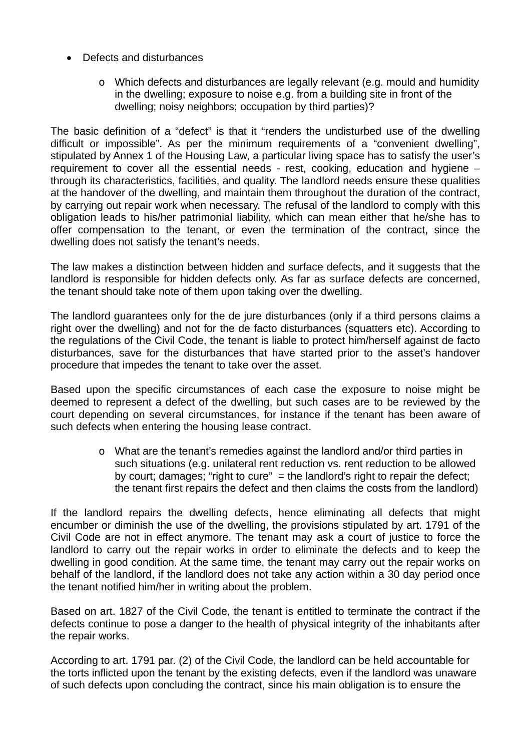- Defects and disturbances
    - Which defects and disturbances are legally relevant (e.g. mould and humidity in the dwelling; exposure to noise e.g. from a building site in front of the dwelling; noisy neighbors; occupation by third parties)?

The basic definition of a "defect" is that it "renders the undisturbed use of the dwelling difficult or impossible". As per the minimum requirements of a "convenient dwelling", stipulated by Annex 1 of the Housing Law, a particular living space has to satisfy the user's requirement to cover all the essential needs - rest, cooking, education and hygiene – through its characteristics, facilities, and quality. The landlord needs ensure these qualities at the handover of the dwelling, and maintain them throughout the duration of the contract, by carrying out repair work when necessary. The refusal of the landlord to comply with this obligation leads to his/her patrimonial liability, which can mean either that he/she has to offer compensation to the tenant, or even the termination of the contract, since the dwelling does not satisfy the tenant's needs.

The law makes a distinction between hidden and surface defects, and it suggests that the landlord is responsible for hidden defects only. As far as surface defects are concerned, the tenant should take note of them upon taking over the dwelling.

The landlord guarantees only for the de jure disturbances (only if a third persons claims a right over the dwelling) and not for the de facto disturbances (squatters etc). According to the regulations of the Civil Code, the tenant is liable to protect him/herself against de facto disturbances, save for the disturbances that have started prior to the asset's handover procedure that impedes the tenant to take over the asset.

Based upon the specific circumstances of each case the exposure to noise might be deemed to represent a defect of the dwelling, but such cases are to be reviewed by the court depending on several circumstances, for instance if the tenant has been aware of such defects when entering the housing lease contract.

- What are the tenant's remedies against the landlord and/or third parties in such situations (e.g. unilateral rent reduction vs. rent reduction to be allowed by court; damages; "right to cure" = the landlord's right to repair the defect; the tenant first repairs the defect and then claims the costs from the landlord)

If the landlord repairs the dwelling defects, hence eliminating all defects that might encumber or diminish the use of the dwelling, the provisions stipulated by art. 1791 of the Civil Code are not in effect anymore. The tenant may ask a court of justice to force the landlord to carry out the repair works in order to eliminate the defects and to keep the dwelling in good condition. At the same time, the tenant may carry out the repair works on behalf of the landlord, if the landlord does not take any action within a 30 day period once the tenant notified him/her in writing about the problem.

Based on art. 1827 of the Civil Code, the tenant is entitled to terminate the contract if the defects continue to pose a danger to the health of physical integrity of the inhabitants after the repair works.

According to art. 1791 par. (2) of the Civil Code, the landlord can be held accountable for the torts inflicted upon the tenant by the existing defects, even if the landlord was unaware of such defects upon concluding the contract, since his main obligation is to ensure the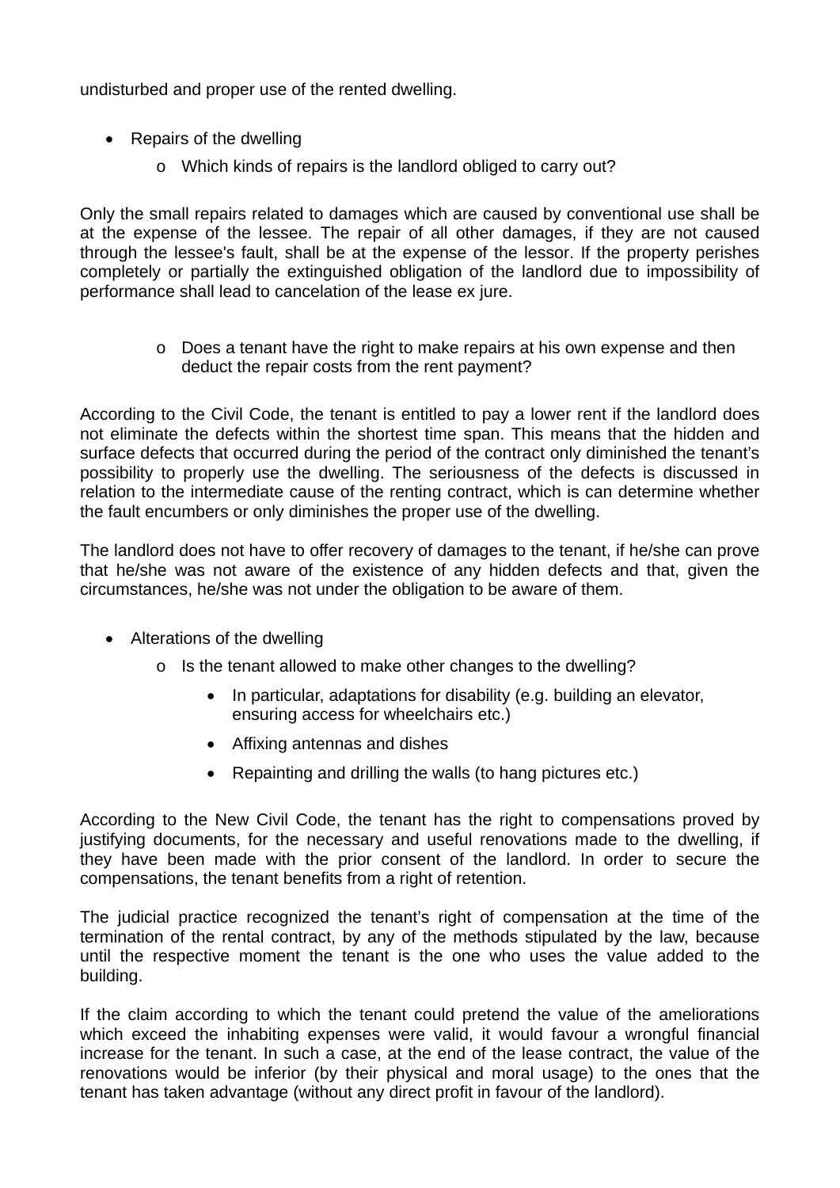undisturbed and proper use of the rented dwelling.

- Repairs of the dwelling
    - Which kinds of repairs is the landlord obliged to carry out?

Only the small repairs related to damages which are caused by conventional use shall be at the expense of the lessee. The repair of all other damages, if they are not caused through the lessee's fault, shall be at the expense of the lessor. If the property perishes completely or partially the extinguished obligation of the landlord due to impossibility of performance shall lead to cancelation of the lease ex jure.

- Does a tenant have the right to make repairs at his own expense and then deduct the repair costs from the rent payment?

According to the Civil Code, the tenant is entitled to pay a lower rent if the landlord does not eliminate the defects within the shortest time span. This means that the hidden and surface defects that occurred during the period of the contract only diminished the tenant's possibility to properly use the dwelling. The seriousness of the defects is discussed in relation to the intermediate cause of the renting contract, which is can determine whether the fault encumbers or only diminishes the proper use of the dwelling.

The landlord does not have to offer recovery of damages to the tenant, if he/she can prove that he/she was not aware of the existence of any hidden defects and that, given the circumstances, he/she was not under the obligation to be aware of them.

- Alterations of the dwelling
    - Is the tenant allowed to make other changes to the dwelling?
        - In particular, adaptations for disability (e.g. building an elevator, ensuring access for wheelchairs etc.)
        - Affixing antennas and dishes
        - Repainting and drilling the walls (to hang pictures etc.)

According to the New Civil Code, the tenant has the right to compensations proved by justifying documents, for the necessary and useful renovations made to the dwelling, if they have been made with the prior consent of the landlord. In order to secure the compensations, the tenant benefits from a right of retention.

The judicial practice recognized the tenant's right of compensation at the time of the termination of the rental contract, by any of the methods stipulated by the law, because until the respective moment the tenant is the one who uses the value added to the building.

If the claim according to which the tenant could pretend the value of the ameliorations which exceed the inhabiting expenses were valid, it would favour a wrongful financial increase for the tenant. In such a case, at the end of the lease contract, the value of the renovations would be inferior (by their physical and moral usage) to the ones that the tenant has taken advantage (without any direct profit in favour of the landlord).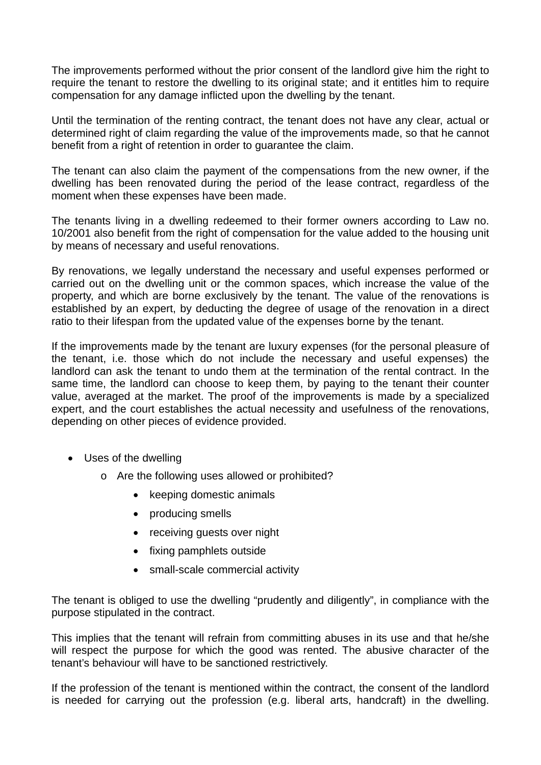The improvements performed without the prior consent of the landlord give him the right to require the tenant to restore the dwelling to its original state; and it entitles him to require compensation for any damage inflicted upon the dwelling by the tenant.

Until the termination of the renting contract, the tenant does not have any clear, actual or determined right of claim regarding the value of the improvements made, so that he cannot benefit from a right of retention in order to guarantee the claim.

The tenant can also claim the payment of the compensations from the new owner, if the dwelling has been renovated during the period of the lease contract, regardless of the moment when these expenses have been made.

The tenants living in a dwelling redeemed to their former owners according to Law no. 10/2001 also benefit from the right of compensation for the value added to the housing unit by means of necessary and useful renovations.

By renovations, we legally understand the necessary and useful expenses performed or carried out on the dwelling unit or the common spaces, which increase the value of the property, and which are borne exclusively by the tenant. The value of the renovations is established by an expert, by deducting the degree of usage of the renovation in a direct ratio to their lifespan from the updated value of the expenses borne by the tenant.

If the improvements made by the tenant are luxury expenses (for the personal pleasure of the tenant, i.e. those which do not include the necessary and useful expenses) the landlord can ask the tenant to undo them at the termination of the rental contract. In the same time, the landlord can choose to keep them, by paying to the tenant their counter value, averaged at the market. The proof of the improvements is made by a specialized expert, and the court establishes the actual necessity and usefulness of the renovations, depending on other pieces of evidence provided.

- Uses of the dwelling
  - Are the following uses allowed or prohibited?
    - keeping domestic animals
    - producing smells
    - receiving guests over night
    - fixing pamphlets outside
    - small-scale commercial activity

The tenant is obliged to use the dwelling "prudently and diligently", in compliance with the purpose stipulated in the contract.

This implies that the tenant will refrain from committing abuses in its use and that he/she will respect the purpose for which the good was rented. The abusive character of the tenant's behaviour will have to be sanctioned restrictively.

If the profession of the tenant is mentioned within the contract, the consent of the landlord is needed for carrying out the profession (e.g. liberal arts, handcraft) in the dwelling.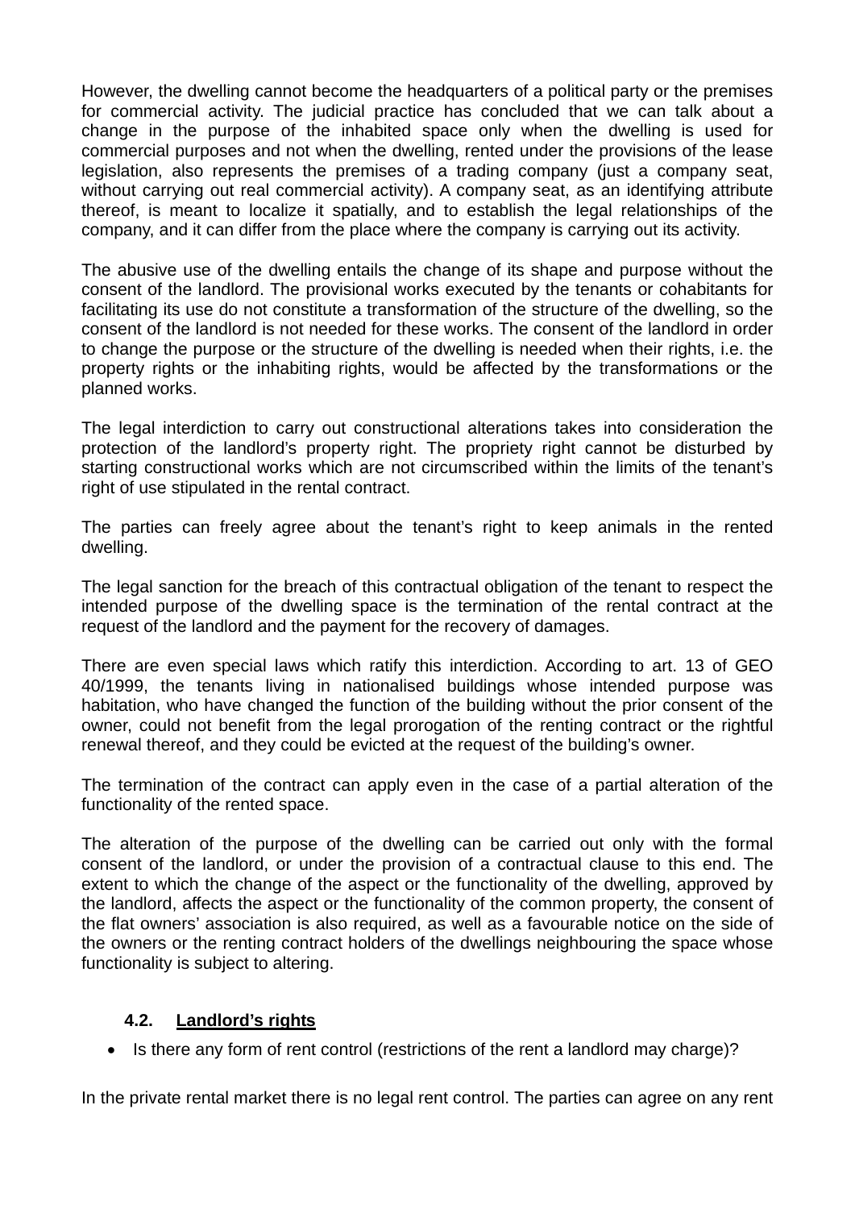However, the dwelling cannot become the headquarters of a political party or the premises for commercial activity. The judicial practice has concluded that we can talk about a change in the purpose of the inhabited space only when the dwelling is used for commercial purposes and not when the dwelling, rented under the provisions of the lease legislation, also represents the premises of a trading company (just a company seat, without carrying out real commercial activity). A company seat, as an identifying attribute thereof, is meant to localize it spatially, and to establish the legal relationships of the company, and it can differ from the place where the company is carrying out its activity.

The abusive use of the dwelling entails the change of its shape and purpose without the consent of the landlord. The provisional works executed by the tenants or cohabitants for facilitating its use do not constitute a transformation of the structure of the dwelling, so the consent of the landlord is not needed for these works. The consent of the landlord in order to change the purpose or the structure of the dwelling is needed when their rights, i.e. the property rights or the inhabiting rights, would be affected by the transformations or the planned works.

The legal interdiction to carry out constructional alterations takes into consideration the protection of the landlord's property right. The propriety right cannot be disturbed by starting constructional works which are not circumscribed within the limits of the tenant's right of use stipulated in the rental contract.

The parties can freely agree about the tenant's right to keep animals in the rented dwelling.

The legal sanction for the breach of this contractual obligation of the tenant to respect the intended purpose of the dwelling space is the termination of the rental contract at the request of the landlord and the payment for the recovery of damages.

There are even special laws which ratify this interdiction. According to art. 13 of GEO 40/1999, the tenants living in nationalised buildings whose intended purpose was habitation, who have changed the function of the building without the prior consent of the owner, could not benefit from the legal prorogation of the renting contract or the rightful renewal thereof, and they could be evicted at the request of the building's owner.

The termination of the contract can apply even in the case of a partial alteration of the functionality of the rented space.

The alteration of the purpose of the dwelling can be carried out only with the formal consent of the landlord, or under the provision of a contractual clause to this end. The extent to which the change of the aspect or the functionality of the dwelling, approved by the landlord, affects the aspect or the functionality of the common property, the consent of the flat owners' association is also required, as well as a favourable notice on the side of the owners or the renting contract holders of the dwellings neighbouring the space whose functionality is subject to altering.

### 4.2. Landlord's rights

- Is there any form of rent control (restrictions of the rent a landlord may charge)?

In the private rental market there is no legal rent control. The parties can agree on any rent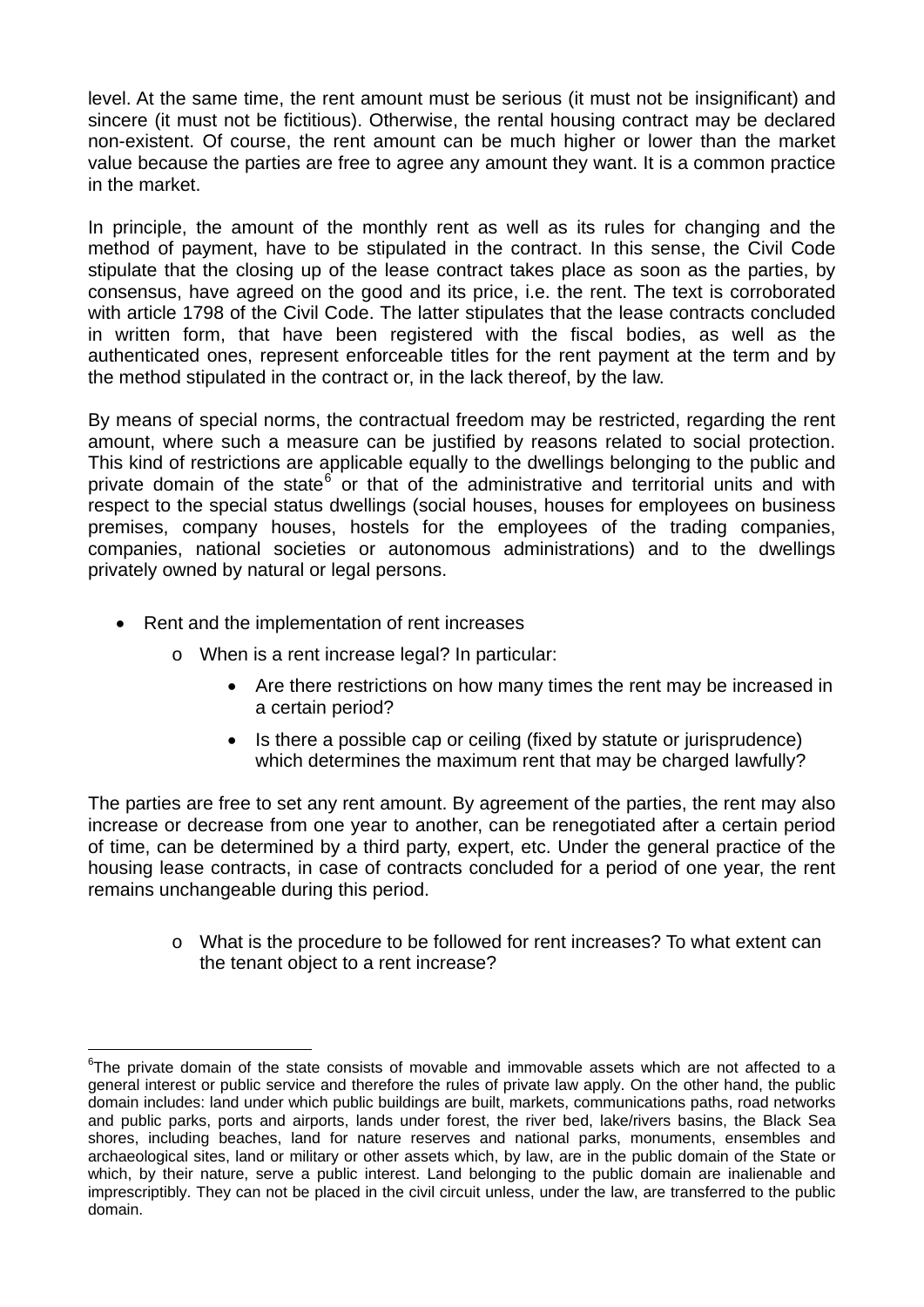level. At the same time, the rent amount must be serious (it must not be insignificant) and sincere (it must not be fictitious). Otherwise, the rental housing contract may be declared non-existent. Of course, the rent amount can be much higher or lower than the market value because the parties are free to agree any amount they want. It is a common practice in the market.

In principle, the amount of the monthly rent as well as its rules for changing and the method of payment, have to be stipulated in the contract. In this sense, the Civil Code stipulate that the closing up of the lease contract takes place as soon as the parties, by consensus, have agreed on the good and its price, i.e. the rent. The text is corroborated with article 1798 of the Civil Code. The latter stipulates that the lease contracts concluded in written form, that have been registered with the fiscal bodies, as well as the authenticated ones, represent enforceable titles for the rent payment at the term and by the method stipulated in the contract or, in the lack thereof, by the law.

By means of special norms, the contractual freedom may be restricted, regarding the rent amount, where such a measure can be justified by reasons related to social protection. This kind of restrictions are applicable equally to the dwellings belonging to the public and private domain of the state[6] or that of the administrative and territorial units and with respect to the special status dwellings (social houses, houses for employees on business premises, company houses, hostels for the employees of the trading companies, companies, national societies or autonomous administrations) and to the dwellings privately owned by natural or legal persons.

- Rent and the implementation of rent increases
  - When is a rent increase legal? In particular:
    - Are there restrictions on how many times the rent may be increased in a certain period?
    - Is there a possible cap or ceiling (fixed by statute or jurisprudence) which determines the maximum rent that may be charged lawfully?

The parties are free to set any rent amount. By agreement of the parties, the rent may also increase or decrease from one year to another, can be renegotiated after a certain period of time, can be determined by a third party, expert, etc. Under the general practice of the housing lease contracts, in case of contracts concluded for a period of one year, the rent remains unchangeable during this period.

  - What is the procedure to be followed for rent increases? To what extent can the tenant object to a rent increase?

---

[6] The private domain of the state consists of movable and immovable assets which are not affected to a general interest or public service and therefore the rules of private law apply. On the other hand, the public domain includes: land under which public buildings are built, markets, communications paths, road networks and public parks, ports and airports, lands under forest, the river bed, lake/rivers basins, the Black Sea shores, including beaches, land for nature reserves and national parks, monuments, ensembles and archaeological sites, land or military or other assets which, by law, are in the public domain of the State or which, by their nature, serve a public interest. Land belonging to the public domain are inalienable and imprescriptibly. They can not be placed in the civil circuit unless, under the law, are transferred to the public domain.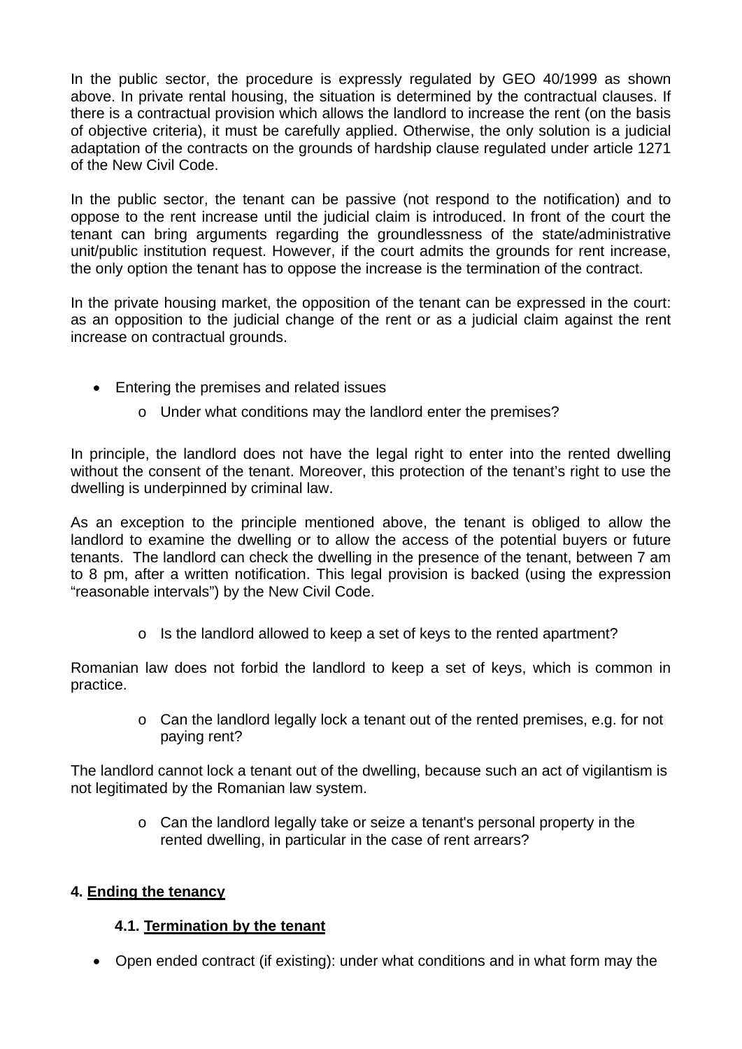In the public sector, the procedure is expressly regulated by GEO 40/1999 as shown above. In private rental housing, the situation is determined by the contractual clauses. If there is a contractual provision which allows the landlord to increase the rent (on the basis of objective criteria), it must be carefully applied. Otherwise, the only solution is a judicial adaptation of the contracts on the grounds of hardship clause regulated under article 1271 of the New Civil Code.

In the public sector, the tenant can be passive (not respond to the notification) and to oppose to the rent increase until the judicial claim is introduced. In front of the court the tenant can bring arguments regarding the groundlessness of the state/administrative unit/public institution request. However, if the court admits the grounds for rent increase, the only option the tenant has to oppose the increase is the termination of the contract.

In the private housing market, the opposition of the tenant can be expressed in the court: as an opposition to the judicial change of the rent or as a judicial claim against the rent increase on contractual grounds.

- Entering the premises and related issues
  - o Under what conditions may the landlord enter the premises?

In principle, the landlord does not have the legal right to enter into the rented dwelling without the consent of the tenant. Moreover, this protection of the tenant's right to use the dwelling is underpinned by criminal law.

As an exception to the principle mentioned above, the tenant is obliged to allow the landlord to examine the dwelling or to allow the access of the potential buyers or future tenants. The landlord can check the dwelling in the presence of the tenant, between 7 am to 8 pm, after a written notification. This legal provision is backed (using the expression "reasonable intervals") by the New Civil Code.

  - o Is the landlord allowed to keep a set of keys to the rented apartment?

Romanian law does not forbid the landlord to keep a set of keys, which is common in practice.

  - o Can the landlord legally lock a tenant out of the rented premises, e.g. for not paying rent?

The landlord cannot lock a tenant out of the dwelling, because such an act of vigilantism is not legitimated by the Romanian law system.

  - o Can the landlord legally take or seize a tenant's personal property in the rented dwelling, in particular in the case of rent arrears?

## 4. Ending the tenancy

### 4.1. Termination by the tenant

- Open ended contract (if existing): under what conditions and in what form may the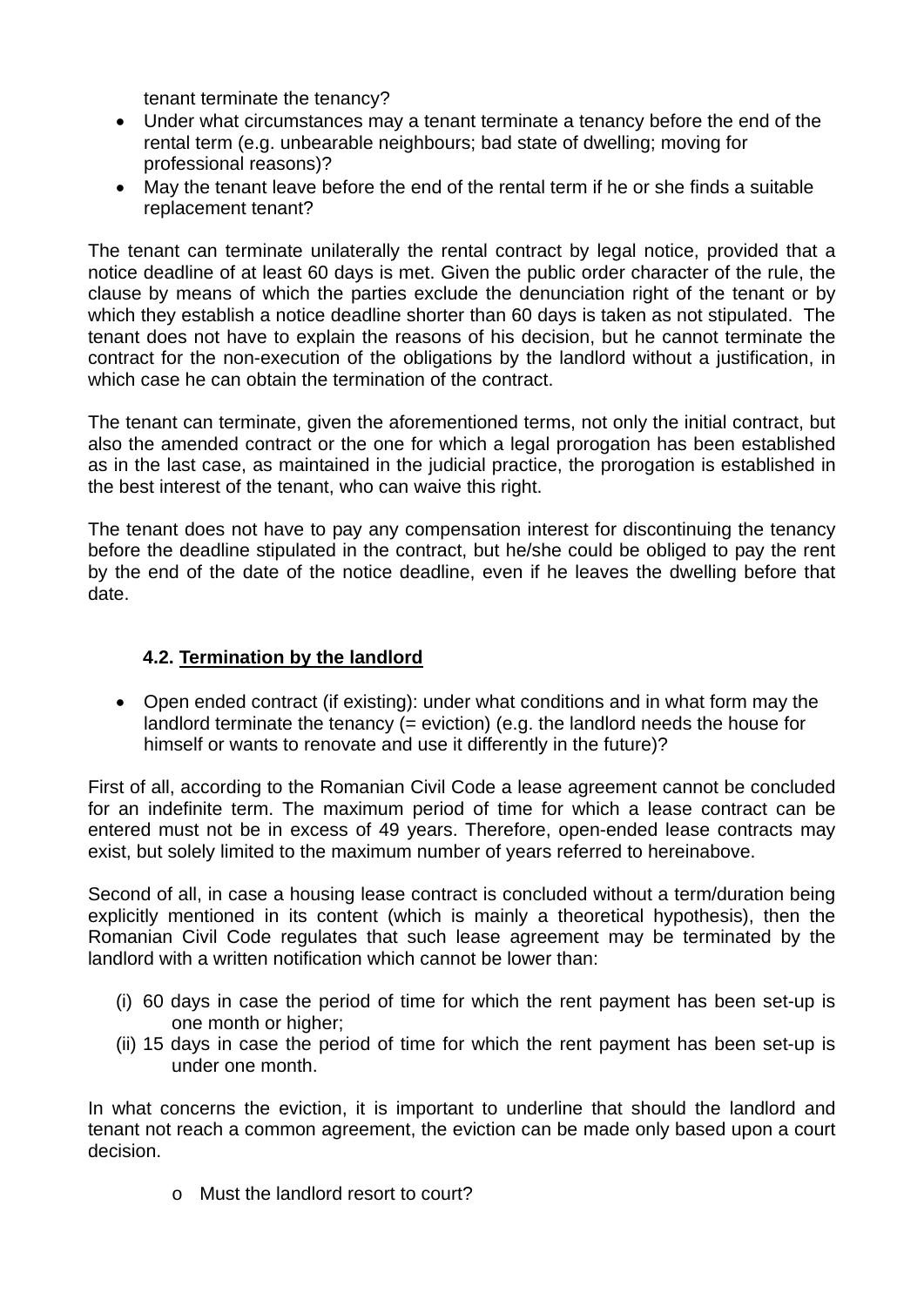tenant terminate the tenancy?

- Under what circumstances may a tenant terminate a tenancy before the end of the rental term (e.g. unbearable neighbours; bad state of dwelling; moving for professional reasons)?
- May the tenant leave before the end of the rental term if he or she finds a suitable replacement tenant?

The tenant can terminate unilaterally the rental contract by legal notice, provided that a notice deadline of at least 60 days is met. Given the public order character of the rule, the clause by means of which the parties exclude the denunciation right of the tenant or by which they establish a notice deadline shorter than 60 days is taken as not stipulated. The tenant does not have to explain the reasons of his decision, but he cannot terminate the contract for the non-execution of the obligations by the landlord without a justification, in which case he can obtain the termination of the contract.

The tenant can terminate, given the aforementioned terms, not only the initial contract, but also the amended contract or the one for which a legal prorogation has been established as in the last case, as maintained in the judicial practice, the prorogation is established in the best interest of the tenant, who can waive this right.

The tenant does not have to pay any compensation interest for discontinuing the tenancy before the deadline stipulated in the contract, but he/she could be obliged to pay the rent by the end of the date of the notice deadline, even if he leaves the dwelling before that date.

### 4.2. <u>Termination by the landlord</u>

- Open ended contract (if existing): under what conditions and in what form may the landlord terminate the tenancy (= eviction) (e.g. the landlord needs the house for himself or wants to renovate and use it differently in the future)?

First of all, according to the Romanian Civil Code a lease agreement cannot be concluded for an indefinite term. The maximum period of time for which a lease contract can be entered must not be in excess of 49 years. Therefore, open-ended lease contracts may exist, but solely limited to the maximum number of years referred to hereinabove.

Second of all, in case a housing lease contract is concluded without a term/duration being explicitly mentioned in its content (which is mainly a theoretical hypothesis), then the Romanian Civil Code regulates that such lease agreement may be terminated by the landlord with a written notification which cannot be lower than:

(i) 60 days in case the period of time for which the rent payment has been set-up is one month or higher;
(ii) 15 days in case the period of time for which the rent payment has been set-up is under one month.

In what concerns the eviction, it is important to underline that should the landlord and tenant not reach a common agreement, the eviction can be made only based upon a court decision.

- Must the landlord resort to court?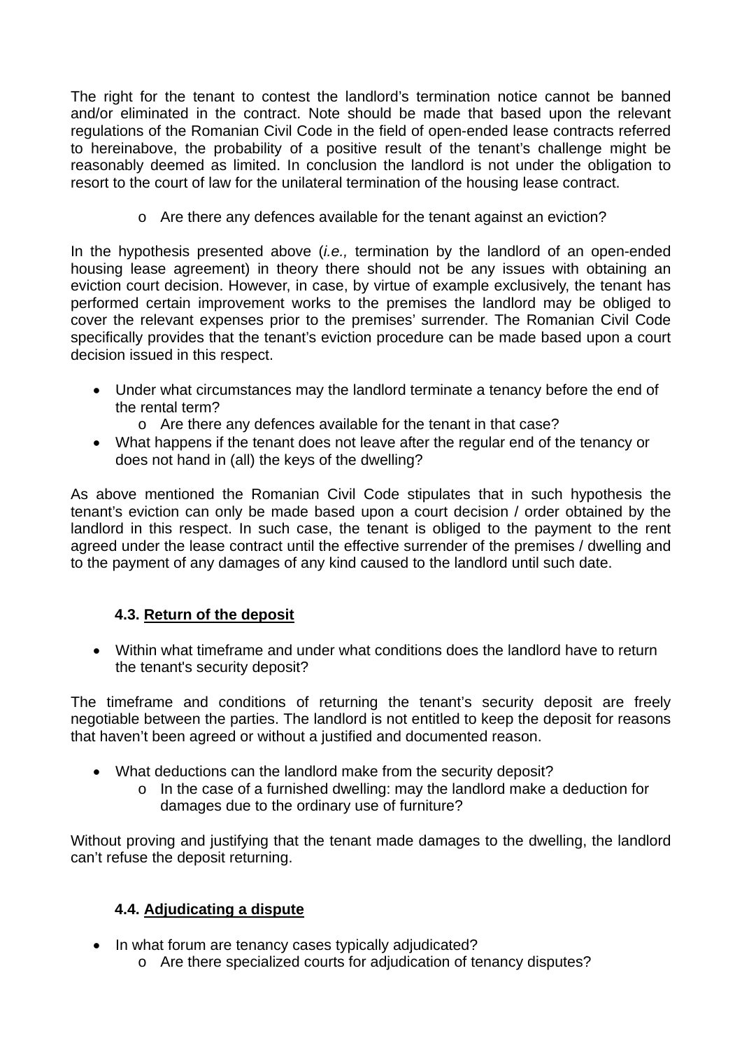The right for the tenant to contest the landlord's termination notice cannot be banned and/or eliminated in the contract. Note should be made that based upon the relevant regulations of the Romanian Civil Code in the field of open-ended lease contracts referred to hereinabove, the probability of a positive result of the tenant's challenge might be reasonably deemed as limited. In conclusion the landlord is not under the obligation to resort to the court of law for the unilateral termination of the housing lease contract.

- Are there any defences available for the tenant against an eviction?

In the hypothesis presented above (*i.e.,* termination by the landlord of an open-ended housing lease agreement) in theory there should not be any issues with obtaining an eviction court decision. However, in case, by virtue of example exclusively, the tenant has performed certain improvement works to the premises the landlord may be obliged to cover the relevant expenses prior to the premises' surrender. The Romanian Civil Code specifically provides that the tenant's eviction procedure can be made based upon a court decision issued in this respect.

- Under what circumstances may the landlord terminate a tenancy before the end of the rental term?
  - Are there any defences available for the tenant in that case?
- What happens if the tenant does not leave after the regular end of the tenancy or does not hand in (all) the keys of the dwelling?

As above mentioned the Romanian Civil Code stipulates that in such hypothesis the tenant's eviction can only be made based upon a court decision / order obtained by the landlord in this respect. In such case, the tenant is obliged to the payment to the rent agreed under the lease contract until the effective surrender of the premises / dwelling and to the payment of any damages of any kind caused to the landlord until such date.

### 4.3. Return of the deposit

- Within what timeframe and under what conditions does the landlord have to return the tenant's security deposit?

The timeframe and conditions of returning the tenant's security deposit are freely negotiable between the parties. The landlord is not entitled to keep the deposit for reasons that haven't been agreed or without a justified and documented reason.

- What deductions can the landlord make from the security deposit?
  - In the case of a furnished dwelling: may the landlord make a deduction for damages due to the ordinary use of furniture?

Without proving and justifying that the tenant made damages to the dwelling, the landlord can't refuse the deposit returning.

### 4.4. Adjudicating a dispute

- In what forum are tenancy cases typically adjudicated?
  - Are there specialized courts for adjudication of tenancy disputes?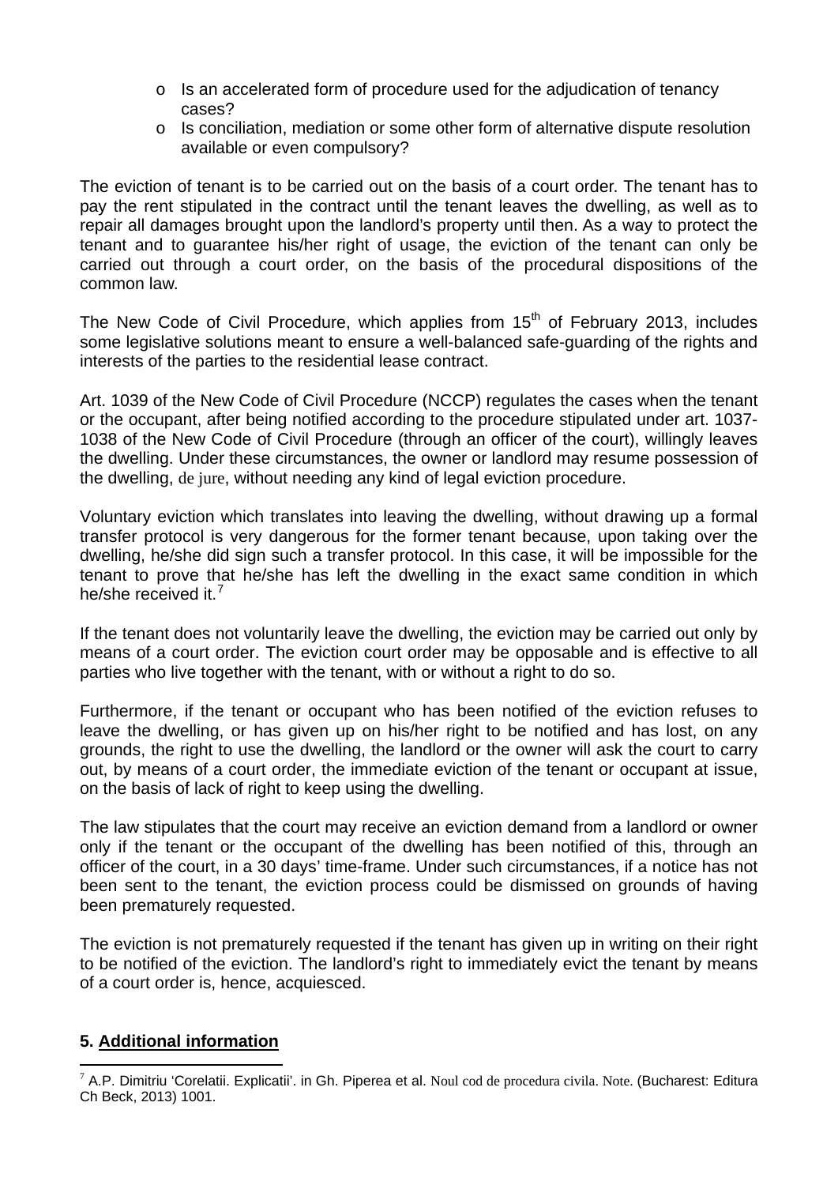- Is an accelerated form of procedure used for the adjudication of tenancy cases?
- Is conciliation, mediation or some other form of alternative dispute resolution available or even compulsory?

The eviction of tenant is to be carried out on the basis of a court order. The tenant has to pay the rent stipulated in the contract until the tenant leaves the dwelling, as well as to repair all damages brought upon the landlord's property until then. As a way to protect the tenant and to guarantee his/her right of usage, the eviction of the tenant can only be carried out through a court order, on the basis of the procedural dispositions of the common law.

The New Code of Civil Procedure, which applies from 15th of February 2013, includes some legislative solutions meant to ensure a well-balanced safe-guarding of the rights and interests of the parties to the residential lease contract.

Art. 1039 of the New Code of Civil Procedure (NCCP) regulates the cases when the tenant or the occupant, after being notified according to the procedure stipulated under art. 1037-1038 of the New Code of Civil Procedure (through an officer of the court), willingly leaves the dwelling. Under these circumstances, the owner or landlord may resume possession of the dwelling, *de jure*, without needing any kind of legal eviction procedure.

Voluntary eviction which translates into leaving the dwelling, without drawing up a formal transfer protocol is very dangerous for the former tenant because, upon taking over the dwelling, he/she did sign such a transfer protocol. In this case, it will be impossible for the tenant to prove that he/she has left the dwelling in the exact same condition in which he/she received it.[7]

If the tenant does not voluntarily leave the dwelling, the eviction may be carried out only by means of a court order. The eviction court order may be opposable and is effective to all parties who live together with the tenant, with or without a right to do so.

Furthermore, if the tenant or occupant who has been notified of the eviction refuses to leave the dwelling, or has given up on his/her right to be notified and has lost, on any grounds, the right to use the dwelling, the landlord or the owner will ask the court to carry out, by means of a court order, the immediate eviction of the tenant or occupant at issue, on the basis of lack of right to keep using the dwelling.

The law stipulates that the court may receive an eviction demand from a landlord or owner only if the tenant or the occupant of the dwelling has been notified of this, through an officer of the court, in a 30 days' time-frame. Under such circumstances, if a notice has not been sent to the tenant, the eviction process could be dismissed on grounds of having been prematurely requested.

The eviction is not prematurely requested if the tenant has given up in writing on their right to be notified of the eviction. The landlord's right to immediately evict the tenant by means of a court order is, hence, acquiesced.

## 5. Additional information

[7] A.P. Dimitriu 'Corelatii. Explicatii'. in Gh. Piperea et al. *Noul cod de procedura civila. Note.* (Bucharest: Editura Ch Beck, 2013) 1001.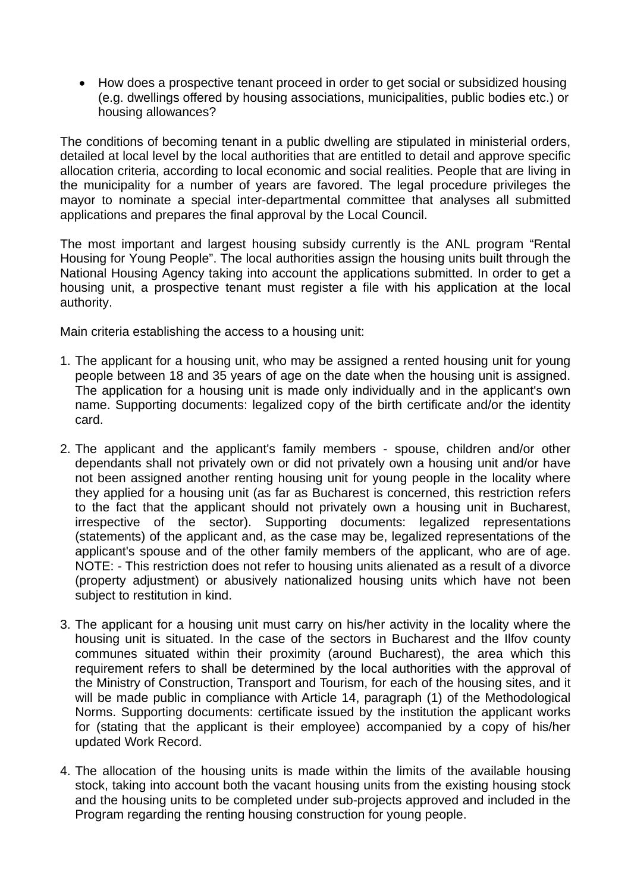- How does a prospective tenant proceed in order to get social or subsidized housing (e.g. dwellings offered by housing associations, municipalities, public bodies etc.) or housing allowances?

The conditions of becoming tenant in a public dwelling are stipulated in ministerial orders, detailed at local level by the local authorities that are entitled to detail and approve specific allocation criteria, according to local economic and social realities. People that are living in the municipality for a number of years are favored. The legal procedure privileges the mayor to nominate a special inter-departmental committee that analyses all submitted applications and prepares the final approval by the Local Council.

The most important and largest housing subsidy currently is the ANL program "Rental Housing for Young People". The local authorities assign the housing units built through the National Housing Agency taking into account the applications submitted. In order to get a housing unit, a prospective tenant must register a file with his application at the local authority.

Main criteria establishing the access to a housing unit:

1. The applicant for a housing unit, who may be assigned a rented housing unit for young people between 18 and 35 years of age on the date when the housing unit is assigned. The application for a housing unit is made only individually and in the applicant's own name. Supporting documents: legalized copy of the birth certificate and/or the identity card.

2. The applicant and the applicant's family members - spouse, children and/or other dependants shall not privately own or did not privately own a housing unit and/or have not been assigned another renting housing unit for young people in the locality where they applied for a housing unit (as far as Bucharest is concerned, this restriction refers to the fact that the applicant should not privately own a housing unit in Bucharest, irrespective of the sector). Supporting documents: legalized representations (statements) of the applicant and, as the case may be, legalized representations of the applicant's spouse and of the other family members of the applicant, who are of age. NOTE: - This restriction does not refer to housing units alienated as a result of a divorce (property adjustment) or abusively nationalized housing units which have not been subject to restitution in kind.

3. The applicant for a housing unit must carry on his/her activity in the locality where the housing unit is situated. In the case of the sectors in Bucharest and the Ilfov county communes situated within their proximity (around Bucharest), the area which this requirement refers to shall be determined by the local authorities with the approval of the Ministry of Construction, Transport and Tourism, for each of the housing sites, and it will be made public in compliance with Article 14, paragraph (1) of the Methodological Norms. Supporting documents: certificate issued by the institution the applicant works for (stating that the applicant is their employee) accompanied by a copy of his/her updated Work Record.

4. The allocation of the housing units is made within the limits of the available housing stock, taking into account both the vacant housing units from the existing housing stock and the housing units to be completed under sub-projects approved and included in the Program regarding the renting housing construction for young people.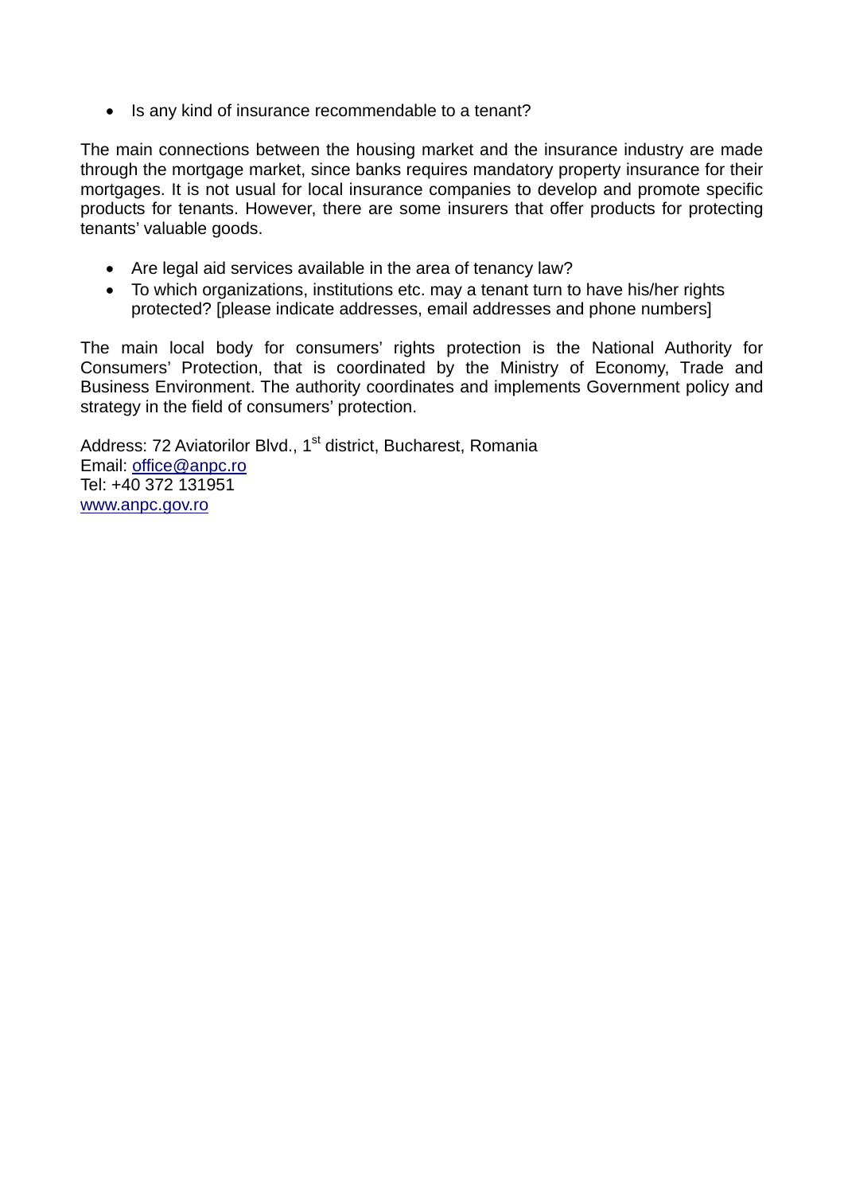- Is any kind of insurance recommendable to a tenant?

The main connections between the housing market and the insurance industry are made through the mortgage market, since banks requires mandatory property insurance for their mortgages. It is not usual for local insurance companies to develop and promote specific products for tenants. However, there are some insurers that offer products for protecting tenants' valuable goods.

- Are legal aid services available in the area of tenancy law?
- To which organizations, institutions etc. may a tenant turn to have his/her rights protected? [please indicate addresses, email addresses and phone numbers]

The main local body for consumers' rights protection is the National Authority for Consumers' Protection, that is coordinated by the Ministry of Economy, Trade and Business Environment. The authority coordinates and implements Government policy and strategy in the field of consumers' protection.

Address: 72 Aviatorilor Blvd., 1st district, Bucharest, Romania
Email: office@anpc.ro
Tel: +40 372 131951
www.anpc.gov.ro